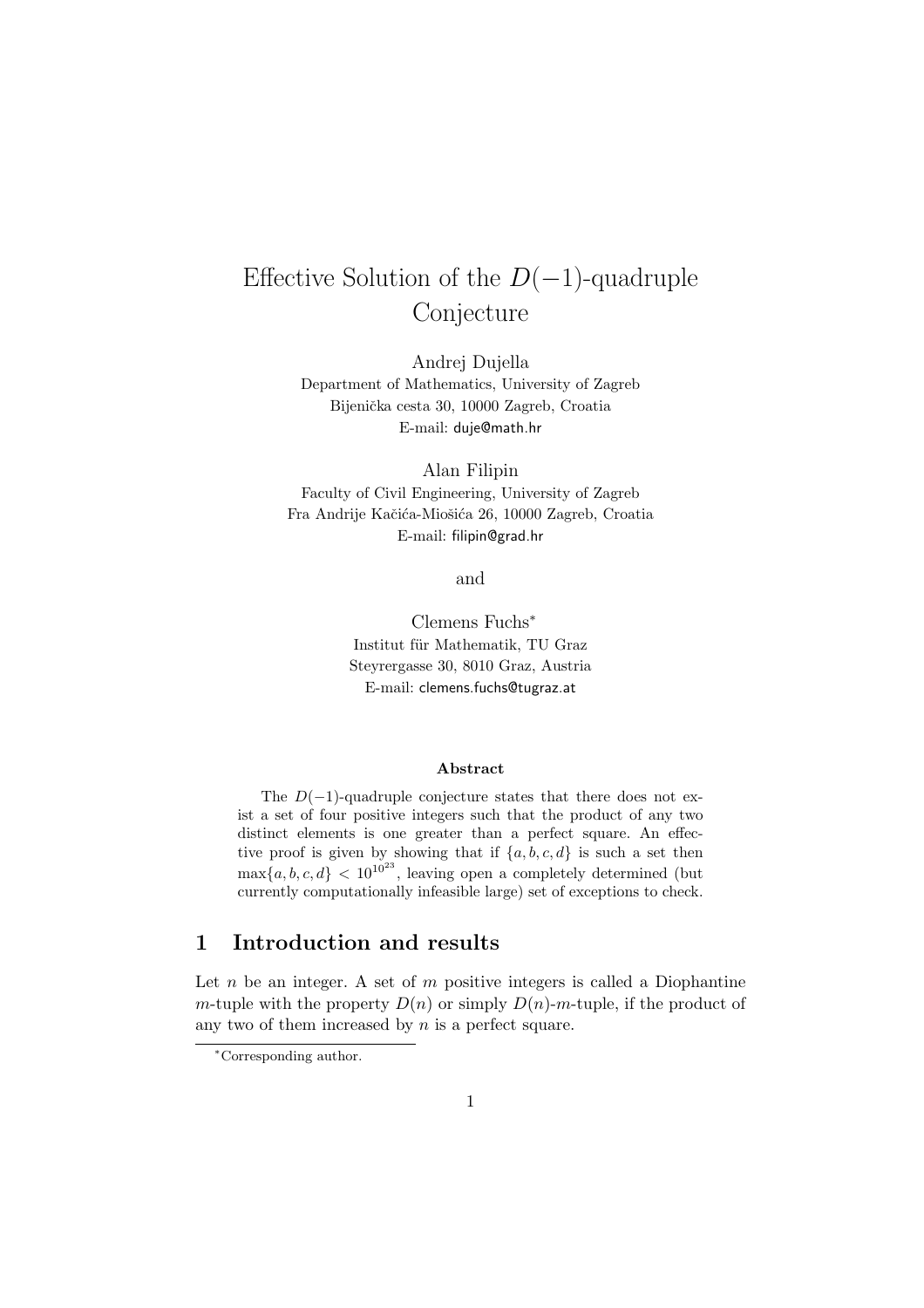# Effective Solution of the $D(-1)$-quadruple Conjecture

Andrej Dujella
Department of Mathematics, University of Zagreb
Bijenička cesta 30, 10000 Zagreb, Croatia
E-mail: duje@math.hr

Alan Filipin
Faculty of Civil Engineering, University of Zagreb
Fra Andrije Kačića-Miošića 26, 10000 Zagreb, Croatia
E-mail: filipin@grad.hr

and

Clemens Fuchs*
Institut für Mathematik, TU Graz
Steyrergasse 30, 8010 Graz, Austria
E-mail: clemens.fuchs@tugraz.at

**Abstract**

The $D(-1)$-quadruple conjecture states that there does not exist a set of four positive integers such that the product of any two distinct elements is one greater than a perfect square. An effective proof is given by showing that if $\{a, b, c, d\}$ is such a set then $\max\{a, b, c, d\} < 10^{10^{23}}$, leaving open a completely determined (but currently computationally infeasible large) set of exceptions to check.

## 1 Introduction and results

Let $n$ be an integer. A set of $m$ positive integers is called a Diophantine $m$-tuple with the property $D(n)$ or simply $D(n)$-$m$-tuple, if the product of any two of them increased by $n$ is a perfect square.

*Corresponding author.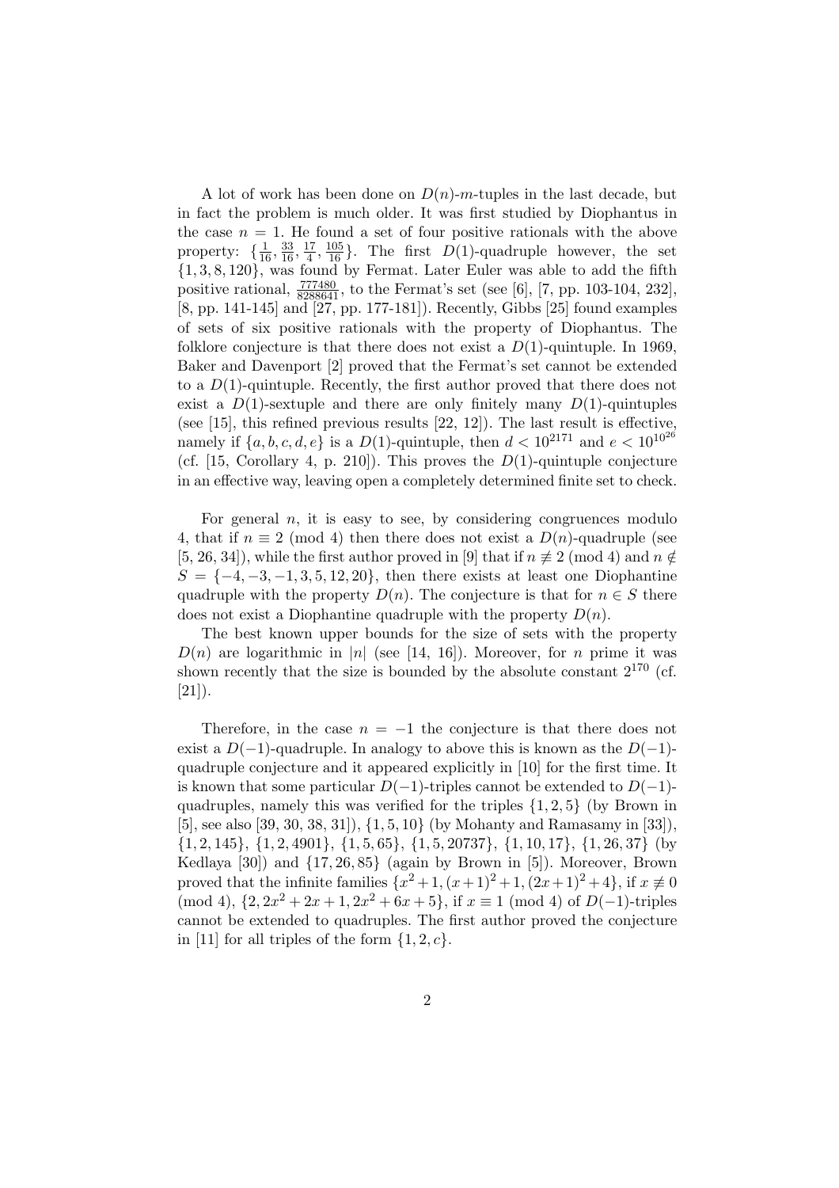A lot of work has been done on $D(n)$-$m$-tuples in the last decade, but in fact the problem is much older. It was first studied by Diophantus in the case $n = 1$. He found a set of four positive rationals with the above property: $\{\frac{1}{16}, \frac{33}{16}, \frac{17}{4}, \frac{105}{16}\}$. The first $D(1)$-quadruple however, the set $\{1, 3, 8, 120\}$, was found by Fermat. Later Euler was able to add the fifth positive rational, $\frac{777480}{8288641}$, to the Fermat's set (see [6], [7, pp. 103-104, 232], [8, pp. 141-145] and [27, pp. 177-181]). Recently, Gibbs [25] found examples of sets of six positive rationals with the property of Diophantus. The folklore conjecture is that there does not exist a $D(1)$-quintuple. In 1969, Baker and Davenport [2] proved that the Fermat's set cannot be extended to a $D(1)$-quintuple. Recently, the first author proved that there does not exist a $D(1)$-sextuple and there are only finitely many $D(1)$-quintuples (see [15], this refined previous results [22, 12]). The last result is effective, namely if $\{a, b, c, d, e\}$ is a $D(1)$-quintuple, then $d < 10^{2171}$ and $e < 10^{10^{26}}$ (cf. [15, Corollary 4, p. 210]). This proves the $D(1)$-quintuple conjecture in an effective way, leaving open a completely determined finite set to check.

For general $n$, it is easy to see, by considering congruences modulo 4, that if $n \equiv 2 \pmod 4$ then there does not exist a $D(n)$-quadruple (see [5, 26, 34]), while the first author proved in [9] that if $n \not\equiv 2 \pmod 4$ and $n \notin S = \{-4, -3, -1, 3, 5, 12, 20\}$, then there exists at least one Diophantine quadruple with the property $D(n)$. The conjecture is that for $n \in S$ there does not exist a Diophantine quadruple with the property $D(n)$.

The best known upper bounds for the size of sets with the property $D(n)$ are logarithmic in $|n|$ (see [14, 16]). Moreover, for $n$ prime it was shown recently that the size is bounded by the absolute constant $2^{170}$ (cf. [21]).

Therefore, in the case $n = -1$ the conjecture is that there does not exist a $D(-1)$-quadruple. In analogy to above this is known as the $D(-1)$-quadruple conjecture and it appeared explicitly in [10] for the first time. It is known that some particular $D(-1)$-triples cannot be extended to $D(-1)$-quadruples, namely this was verified for the triples $\{1, 2, 5\}$ (by Brown in [5], see also [39, 30, 38, 31]), $\{1, 5, 10\}$ (by Mohanty and Ramasamy in [33]), $\{1, 2, 145\}$, $\{1, 2, 4901\}$, $\{1, 5, 65\}$, $\{1, 5, 20737\}$, $\{1, 10, 17\}$, $\{1, 26, 37\}$ (by Kedlaya [30]) and $\{17, 26, 85\}$ (again by Brown in [5]). Moreover, Brown proved that the infinite families $\{x^2+1, (x+1)^2+1, (2x+1)^2+4\}$, if $x \not\equiv 0 \pmod 4$, $\{2, 2x^2+2x+1, 2x^2+6x+5\}$, if $x \equiv 1 \pmod 4$ of $D(-1)$-triples cannot be extended to quadruples. The first author proved the conjecture in [11] for all triples of the form $\{1, 2, c\}$.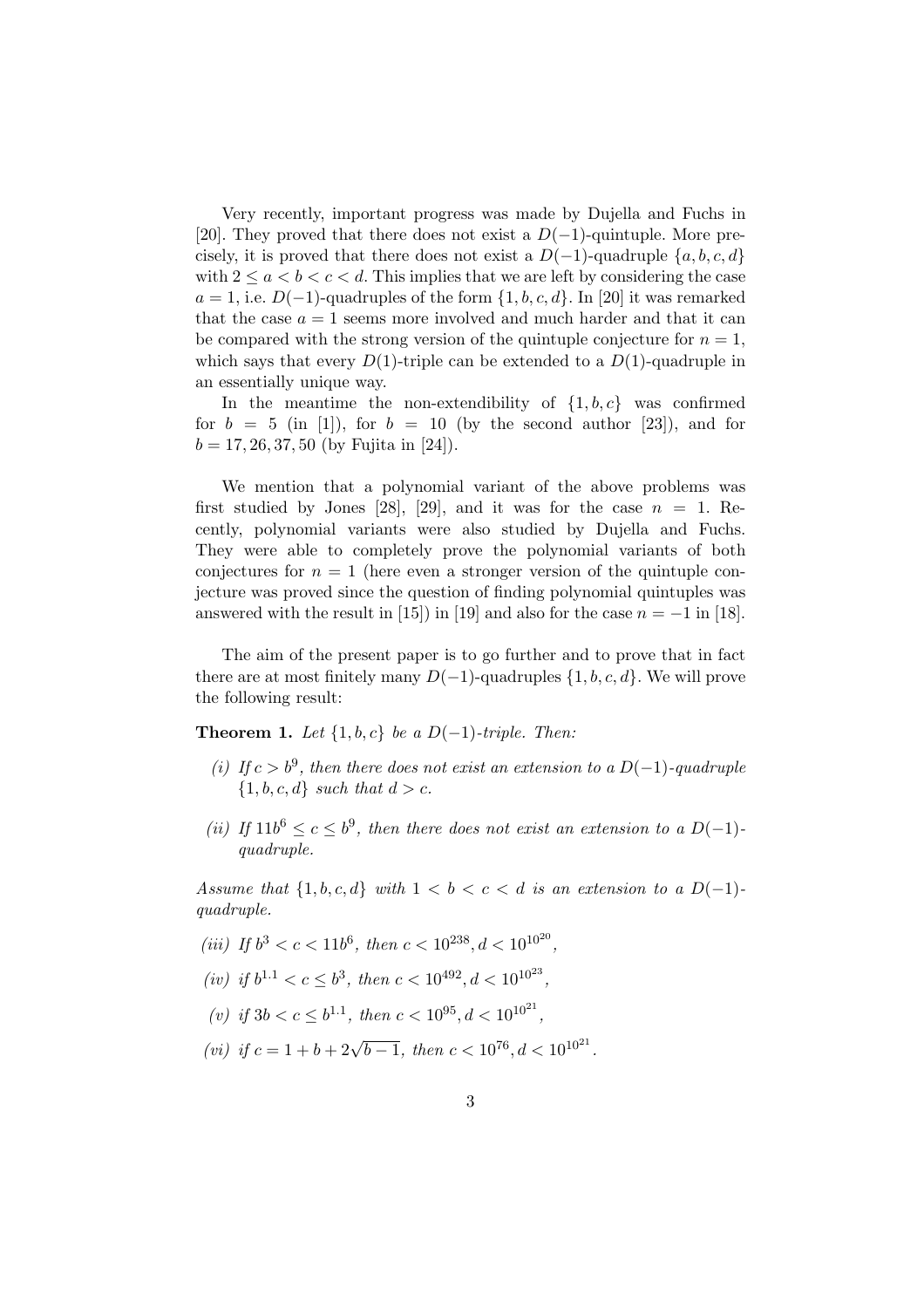Very recently, important progress was made by Dujella and Fuchs in [20]. They proved that there does not exist a $D(-1)$-quintuple. More precisely, it is proved that there does not exist a $D(-1)$-quadruple $\{a, b, c, d\}$ with $2 \leq a < b < c < d$. This implies that we are left by considering the case $a = 1$, i.e. $D(-1)$-quadruples of the form $\{1, b, c, d\}$. In [20] it was remarked that the case $a = 1$ seems more involved and much harder and that it can be compared with the strong version of the quintuple conjecture for $n = 1$, which says that every $D(1)$-triple can be extended to a $D(1)$-quadruple in an essentially unique way.

In the meantime the non-extendibility of $\{1, b, c\}$ was confirmed for $b = 5$ (in [1]), for $b = 10$ (by the second author [23]), and for $b = 17, 26, 37, 50$ (by Fujita in [24]).

We mention that a polynomial variant of the above problems was first studied by Jones [28], [29], and it was for the case $n = 1$. Recently, polynomial variants were also studied by Dujella and Fuchs. They were able to completely prove the polynomial variants of both conjectures for $n = 1$ (here even a stronger version of the quintuple conjecture was proved since the question of finding polynomial quintuples was answered with the result in [15]) in [19] and also for the case $n = -1$ in [18].

The aim of the present paper is to go further and to prove that in fact there are at most finitely many $D(-1)$-quadruples $\{1, b, c, d\}$. We will prove the following result:

**Theorem 1.** *Let $\{1, b, c\}$ be a $D(-1)$-triple. Then:*

*(i) If $c > b^9$, then there does not exist an extension to a $D(-1)$-quadruple $\{1, b, c, d\}$ such that $d > c$.*

*(ii) If $11b^6 \leq c \leq b^9$, then there does not exist an extension to a $D(-1)$-quadruple.*

*Assume that $\{1, b, c, d\}$ with $1 < b < c < d$ is an extension to a $D(-1)$-quadruple.*

*(iii) If $b^3 < c < 11b^6$, then $c < 10^{238}, d < 10^{10^{20}}$,*

*(iv) if $b^{1.1} < c \leq b^3$, then $c < 10^{492}, d < 10^{10^{23}}$,*

*(v) if $3b < c \leq b^{1.1}$, then $c < 10^{95}, d < 10^{10^{21}}$,*

*(vi) if $c = 1 + b + 2\sqrt{b-1}$, then $c < 10^{76}, d < 10^{10^{21}}$.*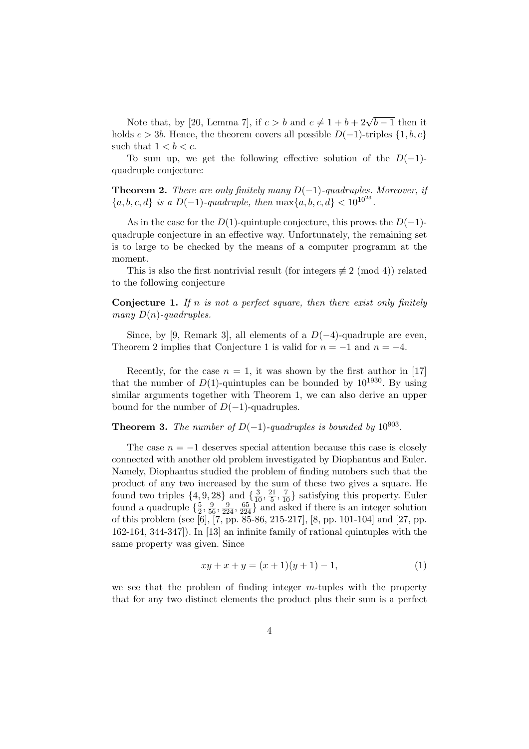Note that, by [20, Lemma 7], if $c > b$ and $c \neq 1 + b + 2\sqrt{b-1}$ then it holds $c > 3b$. Hence, the theorem covers all possible $D(-1)$-triples $\{1, b, c\}$ such that $1 < b < c$.

To sum up, we get the following effective solution of the $D(-1)$-quadruple conjecture:

**Theorem 2.** *There are only finitely many $D(-1)$-quadruples. Moreover, if $\{a, b, c, d\}$ is a $D(-1)$-quadruple, then $\max\{a, b, c, d\} < 10^{10^{23}}$.*

As in the case for the $D(1)$-quintuple conjecture, this proves the $D(-1)$-quadruple conjecture in an effective way. Unfortunately, the remaining set is to large to be checked by the means of a computer programm at the moment.

This is also the first nontrivial result (for integers $\not\equiv 2 \pmod 4$) related to the following conjecture

**Conjecture 1.** *If $n$ is not a perfect square, then there exist only finitely many $D(n)$-quadruples.*

Since, by [9, Remark 3], all elements of a $D(-4)$-quadruple are even, Theorem 2 implies that Conjecture 1 is valid for $n = -1$ and $n = -4$.

Recently, for the case $n = 1$, it was shown by the first author in [17] that the number of $D(1)$-quintuples can be bounded by $10^{1930}$. By using similar arguments together with Theorem 1, we can also derive an upper bound for the number of $D(-1)$-quadruples.

**Theorem 3.** *The number of $D(-1)$-quadruples is bounded by $10^{903}$.*

The case $n = -1$ deserves special attention because this case is closely connected with another old problem investigated by Diophantus and Euler. Namely, Diophantus studied the problem of finding numbers such that the product of any two increased by the sum of these two gives a square. He found two triples $\{4, 9, 28\}$ and $\{\frac{3}{10}, \frac{21}{5}, \frac{7}{10}\}$ satisfying this property. Euler found a quadruple $\{\frac{5}{2}, \frac{9}{56}, \frac{9}{224}, \frac{65}{224}\}$ and asked if there is an integer solution of this problem (see [6], [7, pp. 85-86, 215-217], [8, pp. 101-104] and [27, pp. 162-164, 344-347]). In [13] an infinite family of rational quintuples with the same property was given. Since

$$xy + x + y = (x + 1)(y + 1) - 1, \tag{1}$$

we see that the problem of finding integer $m$-tuples with the property that for any two distinct elements the product plus their sum is a perfect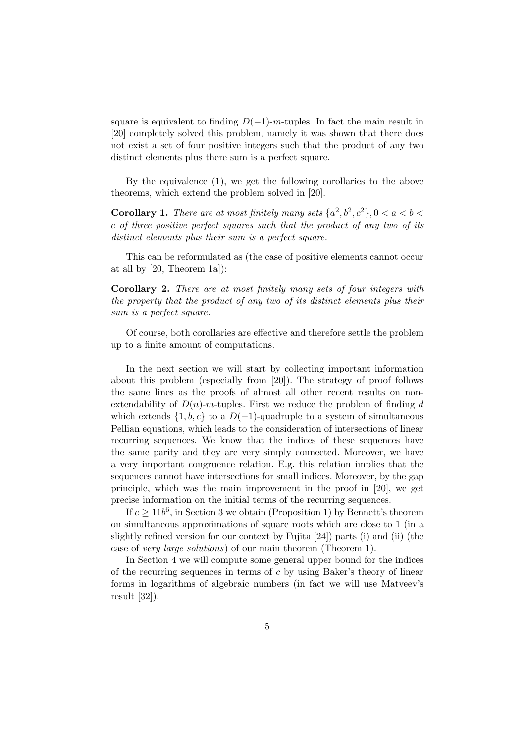square is equivalent to finding $D(-1)$-$m$-tuples. In fact the main result in [20] completely solved this problem, namely it was shown that there does not exist a set of four positive integers such that the product of any two distinct elements plus there sum is a perfect square.

By the equivalence (1), we get the following corollaries to the above theorems, which extend the problem solved in [20].

**Corollary 1.** *There are at most finitely many sets $\{a^2, b^2, c^2\}, 0 < a < b < c$ of three positive perfect squares such that the product of any two of its distinct elements plus their sum is a perfect square.*

This can be reformulated as (the case of positive elements cannot occur at all by [20, Theorem 1a]):

**Corollary 2.** *There are at most finitely many sets of four integers with the property that the product of any two of its distinct elements plus their sum is a perfect square.*

Of course, both corollaries are effective and therefore settle the problem up to a finite amount of computations.

In the next section we will start by collecting important information about this problem (especially from [20]). The strategy of proof follows the same lines as the proofs of almost all other recent results on non-extendability of $D(n)$-$m$-tuples. First we reduce the problem of finding $d$ which extends $\{1, b, c\}$ to a $D(-1)$-quadruple to a system of simultaneous Pellian equations, which leads to the consideration of intersections of linear recurring sequences. We know that the indices of these sequences have the same parity and they are very simply connected. Moreover, we have a very important congruence relation. E.g. this relation implies that the sequences cannot have intersections for small indices. Moreover, by the gap principle, which was the main improvement in the proof in [20], we get precise information on the initial terms of the recurring sequences.

If $c \geq 11b^6$, in Section 3 we obtain (Proposition 1) by Bennett's theorem on simultaneous approximations of square roots which are close to 1 (in a slightly refined version for our context by Fujita [24]) parts (i) and (ii) (the case of *very large solutions*) of our main theorem (Theorem 1).

In Section 4 we will compute some general upper bound for the indices of the recurring sequences in terms of $c$ by using Baker's theory of linear forms in logarithms of algebraic numbers (in fact we will use Matveev's result [32]).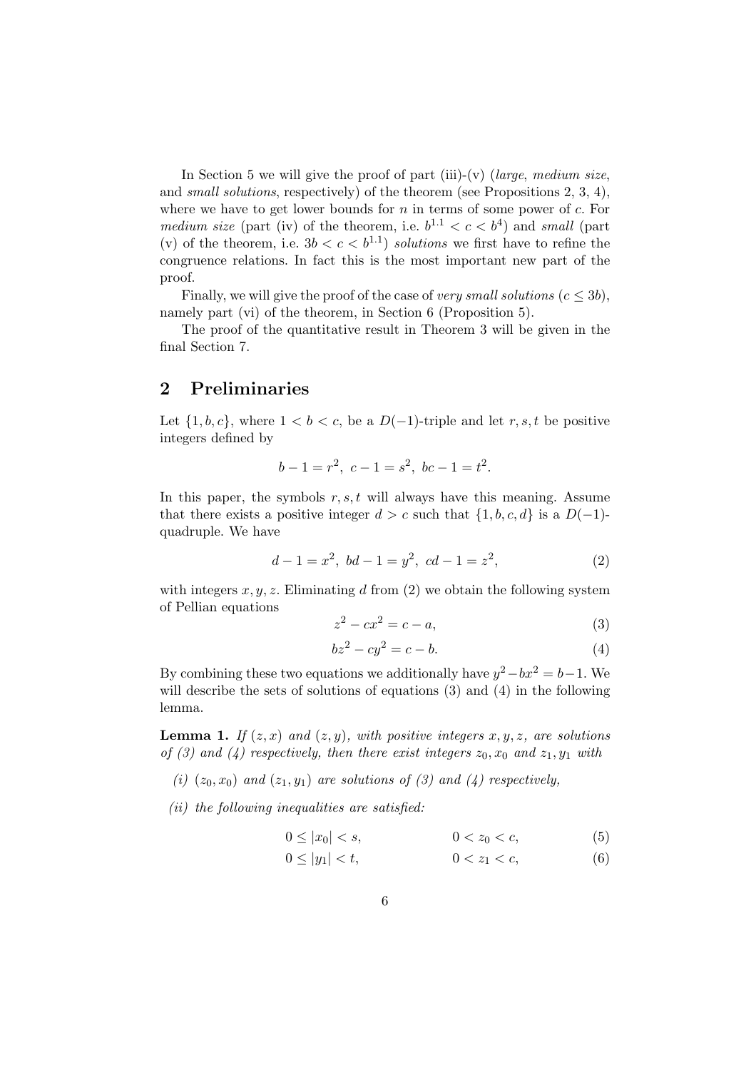In Section 5 we will give the proof of part (iii)-(v) (*large*, *medium size*, and *small solutions*, respectively) of the theorem (see Propositions 2, 3, 4), where we have to get lower bounds for $n$ in terms of some power of $c$. For *medium size* (part (iv) of the theorem, i.e. $b^{1.1} < c < b^4$) and *small* (part (v) of the theorem, i.e. $3b < c < b^{1.1}$) *solutions* we first have to refine the congruence relations. In fact this is the most important new part of the proof.

Finally, we will give the proof of the case of *very small solutions* ($c \leq 3b$), namely part (vi) of the theorem, in Section 6 (Proposition 5).

The proof of the quantitative result in Theorem 3 will be given in the final Section 7.

## 2 Preliminaries

Let $\{1, b, c\}$, where $1 < b < c$, be a $D(-1)$-triple and let $r, s, t$ be positive integers defined by

$$b - 1 = r^2, \ c - 1 = s^2, \ bc - 1 = t^2.$$

In this paper, the symbols $r, s, t$ will always have this meaning. Assume that there exists a positive integer $d > c$ such that $\{1, b, c, d\}$ is a $D(-1)$-quadruple. We have

$$d - 1 = x^2, \ bd - 1 = y^2, \ cd - 1 = z^2, \tag{2}$$

with integers $x, y, z$. Eliminating $d$ from (2) we obtain the following system of Pellian equations

$$z^2 - cx^2 = c - a, \tag{3}$$

$$bz^2 - cy^2 = c - b. \tag{4}$$

By combining these two equations we additionally have $y^2 - bx^2 = b - 1$. We will describe the sets of solutions of equations (3) and (4) in the following lemma.

**Lemma 1.** *If $(z, x)$ and $(z, y)$, with positive integers $x, y, z$, are solutions of (3) and (4) respectively, then there exist integers $z_0, x_0$ and $z_1, y_1$ with*

*(i) $(z_0, x_0)$ and $(z_1, y_1)$ are solutions of (3) and (4) respectively,*

*(ii) the following inequalities are satisfied:*

$$0 \leq |x_0| < s, \qquad 0 < z_0 < c, \tag{5}$$

$$0 \leq |y_1| < t, \qquad 0 < z_1 < c, \tag{6}$$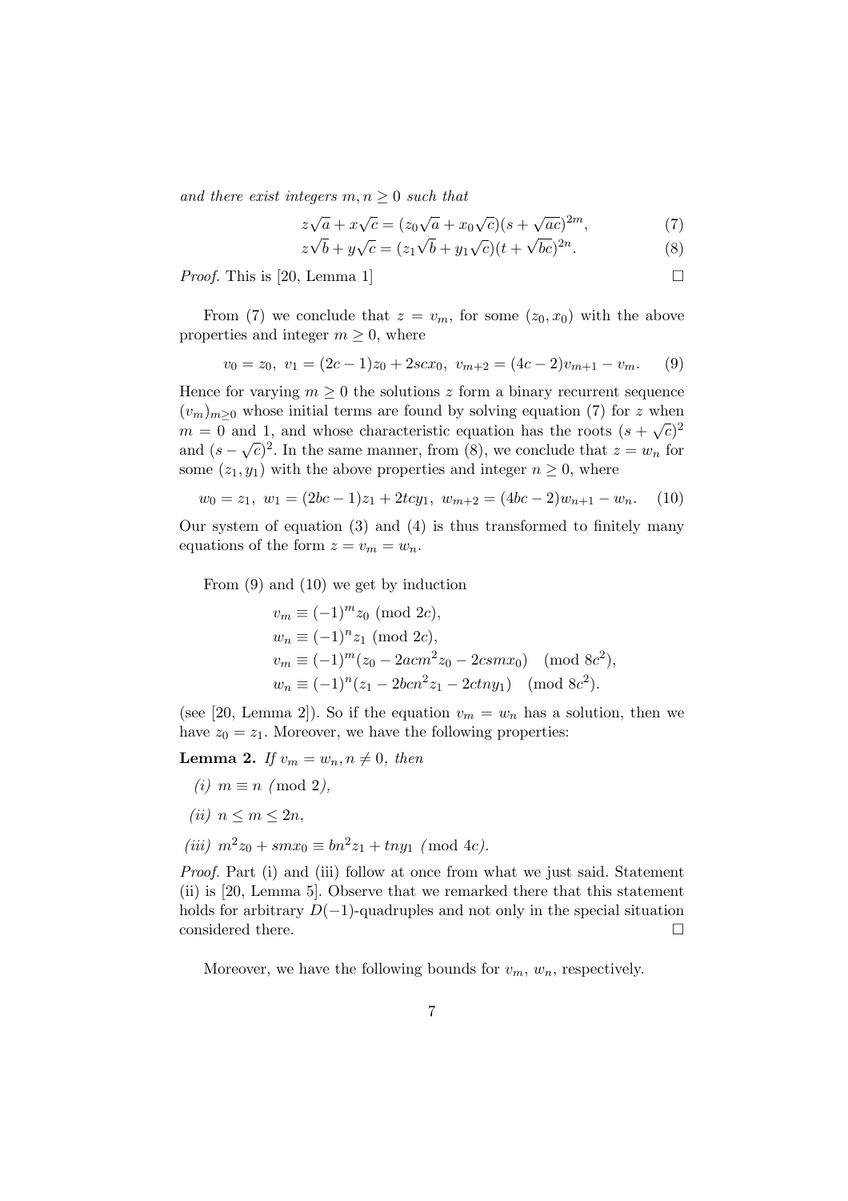*and there exist integers $m, n \geq 0$ such that*

$$z\sqrt{a} + x\sqrt{c} = (z_0\sqrt{a} + x_0\sqrt{c})(s + \sqrt{ac})^{2m}, \tag{7}$$

$$z\sqrt{b} + y\sqrt{c} = (z_1\sqrt{b} + y_1\sqrt{c})(t + \sqrt{bc})^{2n}. \tag{8}$$

*Proof.* This is [20, Lemma 1] $\square$

From (7) we conclude that $z = v_m$, for some $(z_0, x_0)$ with the above properties and integer $m \geq 0$, where

$$v_0 = z_0,\ v_1 = (2c-1)z_0 + 2scx_0,\ v_{m+2} = (4c-2)v_{m+1} - v_m. \tag{9}$$

Hence for varying $m \geq 0$ the solutions $z$ form a binary recurrent sequence $(v_m)_{m\geq 0}$ whose initial terms are found by solving equation (7) for $z$ when $m = 0$ and 1, and whose characteristic equation has the roots $(s+\sqrt{c})^2$ and $(s-\sqrt{c})^2$. In the same manner, from (8), we conclude that $z = w_n$ for some $(z_1, y_1)$ with the above properties and integer $n \geq 0$, where

$$w_0 = z_1,\ w_1 = (2bc-1)z_1 + 2tcy_1,\ w_{m+2} = (4bc-2)w_{n+1} - w_n. \tag{10}$$

Our system of equation (3) and (4) is thus transformed to finitely many equations of the form $z = v_m = w_n$.

From (9) and (10) we get by induction

$$\begin{aligned}
v_m &\equiv (-1)^m z_0 \pmod{2c},\\
w_n &\equiv (-1)^n z_1 \pmod{2c},\\
v_m &\equiv (-1)^m (z_0 - 2acm^2 z_0 - 2csmx_0) \pmod{8c^2},\\
w_n &\equiv (-1)^n (z_1 - 2bcn^2 z_1 - 2ctny_1) \pmod{8c^2}.
\end{aligned}$$

(see [20, Lemma 2]). So if the equation $v_m = w_n$ has a solution, then we have $z_0 = z_1$. Moreover, we have the following properties:

**Lemma 2.** *If $v_m = w_n, n \neq 0$, then*

*(i)* $m \equiv n \pmod 2$,

*(ii)* $n \leq m \leq 2n$,

*(iii)* $m^2 z_0 + smx_0 \equiv bn^2 z_1 + tny_1 \pmod{4c}$.

*Proof.* Part (i) and (iii) follow at once from what we just said. Statement (ii) is [20, Lemma 5]. Observe that we remarked there that this statement holds for arbitrary $D(-1)$-quadruples and not only in the special situation considered there. $\square$

Moreover, we have the following bounds for $v_m$, $w_n$, respectively.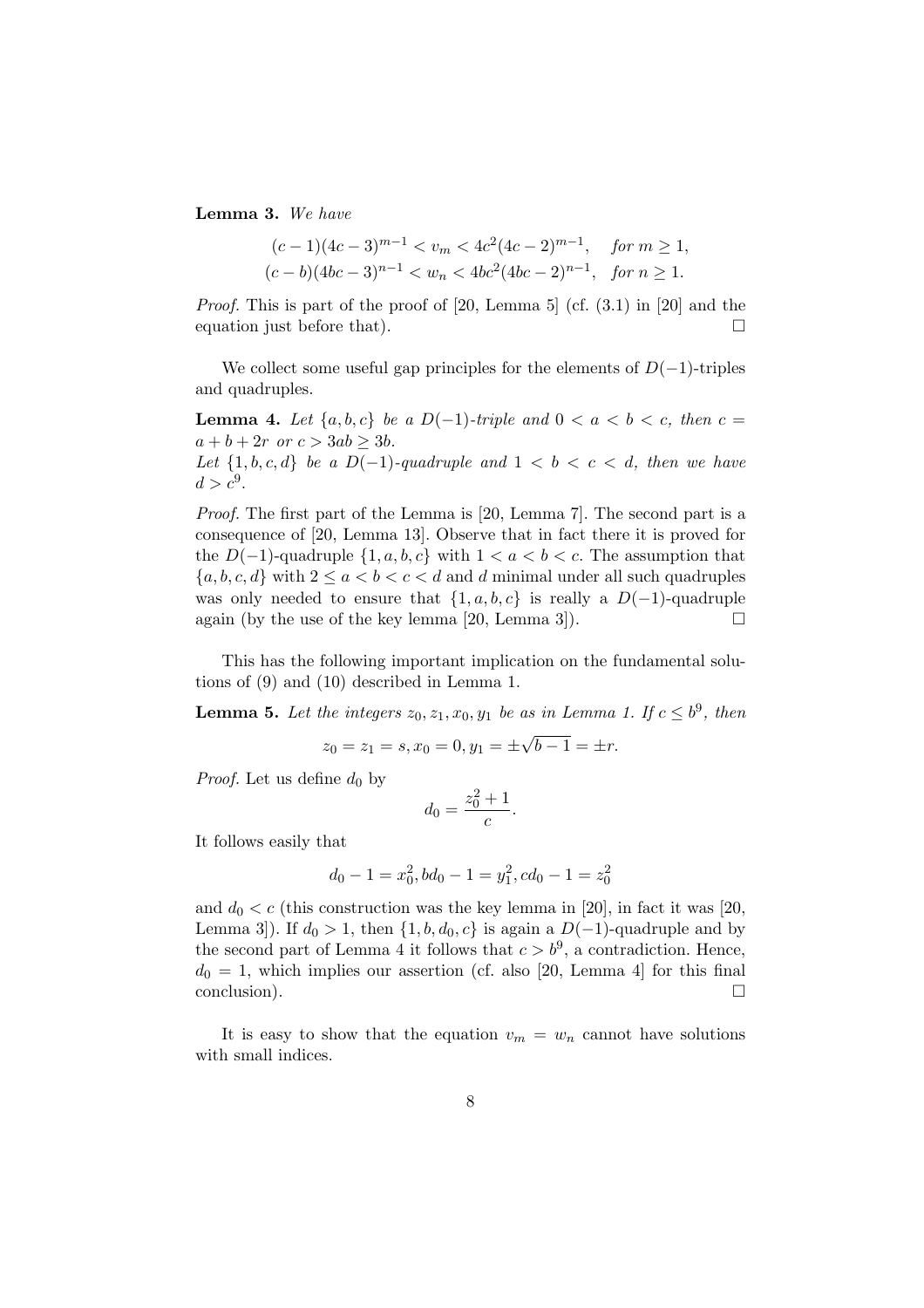**Lemma 3.** *We have*

$$(c-1)(4c-3)^{m-1} < v_m < 4c^2(4c-2)^{m-1}, \quad \textit{for } m \geq 1,$$
$$(c-b)(4bc-3)^{n-1} < w_n < 4bc^2(4bc-2)^{n-1}, \quad \textit{for } n \geq 1.$$

*Proof.* This is part of the proof of [20, Lemma 5] (cf. (3.1) in [20] and the equation just before that). □

We collect some useful gap principles for the elements of $D(-1)$-triples and quadruples.

**Lemma 4.** *Let $\{a, b, c\}$ be a $D(-1)$-triple and $0 < a < b < c$, then $c = a + b + 2r$ or $c > 3ab \geq 3b$.*
*Let $\{1, b, c, d\}$ be a $D(-1)$-quadruple and $1 < b < c < d$, then we have $d > c^9$.*

*Proof.* The first part of the Lemma is [20, Lemma 7]. The second part is a consequence of [20, Lemma 13]. Observe that in fact there it is proved for the $D(-1)$-quadruple $\{1, a, b, c\}$ with $1 < a < b < c$. The assumption that $\{a, b, c, d\}$ with $2 \leq a < b < c < d$ and $d$ minimal under all such quadruples was only needed to ensure that $\{1, a, b, c\}$ is really a $D(-1)$-quadruple again (by the use of the key lemma [20, Lemma 3]). □

This has the following important implication on the fundamental solutions of (9) and (10) described in Lemma 1.

**Lemma 5.** *Let the integers $z_0, z_1, x_0, y_1$ be as in Lemma 1. If $c \leq b^9$, then*

$$z_0 = z_1 = s, x_0 = 0, y_1 = \pm\sqrt{b-1} = \pm r.$$

*Proof.* Let us define $d_0$ by

$$d_0 = \frac{z_0^2 + 1}{c}.$$

It follows easily that

$$d_0 - 1 = x_0^2, bd_0 - 1 = y_1^2, cd_0 - 1 = z_0^2$$

and $d_0 < c$ (this construction was the key lemma in [20], in fact it was [20, Lemma 3]). If $d_0 > 1$, then $\{1, b, d_0, c\}$ is again a $D(-1)$-quadruple and by the second part of Lemma 4 it follows that $c > b^9$, a contradiction. Hence, $d_0 = 1$, which implies our assertion (cf. also [20, Lemma 4] for this final conclusion). □

It is easy to show that the equation $v_m = w_n$ cannot have solutions with small indices.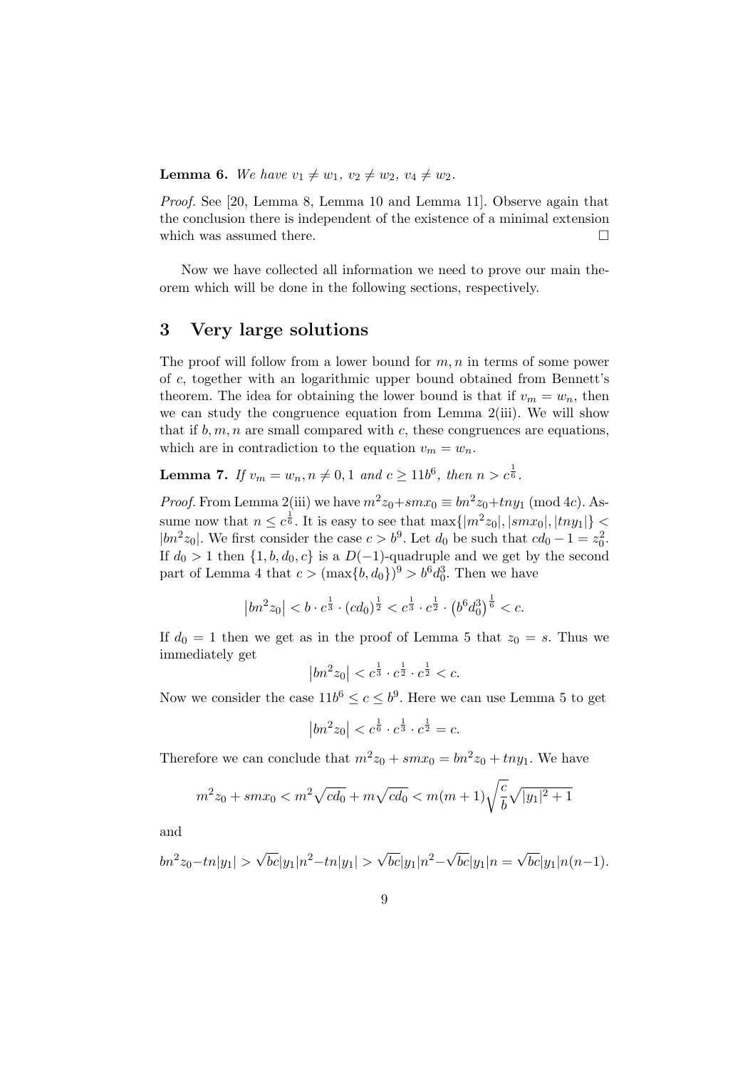**Lemma 6.** *We have $v_1 \neq w_1$, $v_2 \neq w_2$, $v_4 \neq w_2$.*

*Proof.* See [20, Lemma 8, Lemma 10 and Lemma 11]. Observe again that the conclusion there is independent of the existence of a minimal extension which was assumed there. $\square$

Now we have collected all information we need to prove our main theorem which will be done in the following sections, respectively.

# 3 Very large solutions

The proof will follow from a lower bound for $m, n$ in terms of some power of $c$, together with an logarithmic upper bound obtained from Bennett's theorem. The idea for obtaining the lower bound is that if $v_m = w_n$, then we can study the congruence equation from Lemma 2(iii). We will show that if $b, m, n$ are small compared with $c$, these congruences are equations, which are in contradiction to the equation $v_m = w_n$.

**Lemma 7.** *If $v_m = w_n, n \neq 0, 1$ and $c \geq 11b^6$, then $n > c^{\frac{1}{6}}$.*

*Proof.* From Lemma 2(iii) we have $m^2z_0 + smx_0 \equiv bn^2z_0 + tny_1 \pmod{4c}$. Assume now that $n \leq c^{\frac{1}{6}}$. It is easy to see that $\max\{|m^2z_0|, |smx_0|, |tny_1|\} < |bn^2z_0|$. We first consider the case $c > b^9$. Let $d_0$ be such that $cd_0 - 1 = z_0^2$. If $d_0 > 1$ then $\{1, b, d_0, c\}$ is a $D(-1)$-quadruple and we get by the second part of Lemma 4 that $c > (\max\{b, d_0\})^9 > b^6 d_0^3$. Then we have

$$\left|bn^2z_0\right| < b \cdot c^{\frac{1}{3}} \cdot (cd_0)^{\frac{1}{2}} < c^{\frac{1}{3}} \cdot c^{\frac{1}{2}} \cdot \left(b^6 d_0^3\right)^{\frac{1}{6}} < c.$$

If $d_0 = 1$ then we get as in the proof of Lemma 5 that $z_0 = s$. Thus we immediately get

$$\left|bn^2z_0\right| < c^{\frac{1}{3}} \cdot c^{\frac{1}{2}} \cdot c^{\frac{1}{2}} < c.$$

Now we consider the case $11b^6 \leq c \leq b^9$. Here we can use Lemma 5 to get

$$\left|bn^2z_0\right| < c^{\frac{1}{6}} \cdot c^{\frac{1}{3}} \cdot c^{\frac{1}{2}} = c.$$

Therefore we can conclude that $m^2z_0 + smx_0 = bn^2z_0 + tny_1$. We have

$$m^2z_0 + smx_0 < m^2\sqrt{cd_0} + m\sqrt{cd_0} < m(m+1)\sqrt{\frac{c}{b}}\sqrt{|y_1|^2 + 1}$$

and

$$bn^2z_0 - tn|y_1| > \sqrt{bc}|y_1|n^2 - tn|y_1| > \sqrt{bc}|y_1|n^2 - \sqrt{bc}|y_1|n = \sqrt{bc}|y_1|n(n-1).$$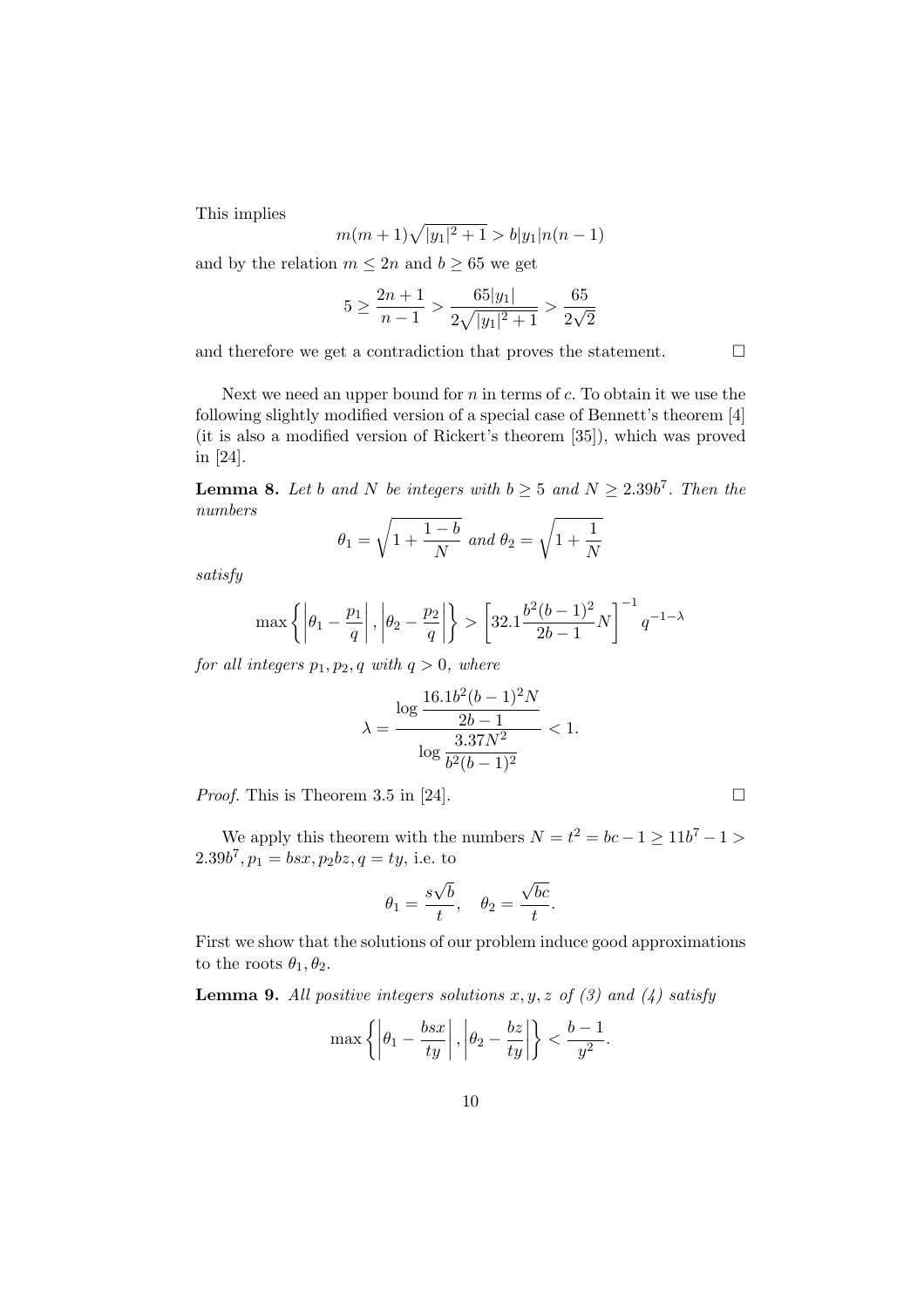This implies

$$m(m+1)\sqrt{|y_1|^2+1} > b|y_1|n(n-1)$$

and by the relation $m \leq 2n$ and $b \geq 65$ we get

$$5 \geq \frac{2n+1}{n-1} > \frac{65|y_1|}{2\sqrt{|y_1|^2+1}} > \frac{65}{2\sqrt{2}}$$

and therefore we get a contradiction that proves the statement. □

Next we need an upper bound for $n$ in terms of $c$. To obtain it we use the following slightly modified version of a special case of Bennett's theorem [4] (it is also a modified version of Rickert's theorem [35]), which was proved in [24].

**Lemma 8.** *Let $b$ and $N$ be integers with $b \geq 5$ and $N \geq 2.39b^7$. Then the numbers*

$$\theta_1 = \sqrt{1 + \frac{1-b}{N}} \text{ and } \theta_2 = \sqrt{1 + \frac{1}{N}}$$

*satisfy*

$$\max\left\{\left|\theta_1 - \frac{p_1}{q}\right|, \left|\theta_2 - \frac{p_2}{q}\right|\right\} > \left[32.1\frac{b^2(b-1)^2}{2b-1}N\right]^{-1} q^{-1-\lambda}$$

*for all integers $p_1, p_2, q$ with $q > 0$, where*

$$\lambda = \frac{\log \dfrac{16.1b^2(b-1)^2N}{2b-1}}{\log \dfrac{3.37N^2}{b^2(b-1)^2}} < 1.$$

*Proof.* This is Theorem 3.5 in [24]. □

We apply this theorem with the numbers $N = t^2 = bc - 1 \geq 11b^7 - 1 > 2.39b^7, p_1 = bsx, p_2bz, q = ty$, i.e. to

$$\theta_1 = \frac{s\sqrt{b}}{t}, \quad \theta_2 = \frac{\sqrt{bc}}{t}.$$

First we show that the solutions of our problem induce good approximations to the roots $\theta_1, \theta_2$.

**Lemma 9.** *All positive integers solutions $x, y, z$ of (3) and (4) satisfy*

$$\max\left\{\left|\theta_1 - \frac{bsx}{ty}\right|, \left|\theta_2 - \frac{bz}{ty}\right|\right\} < \frac{b-1}{y^2}.$$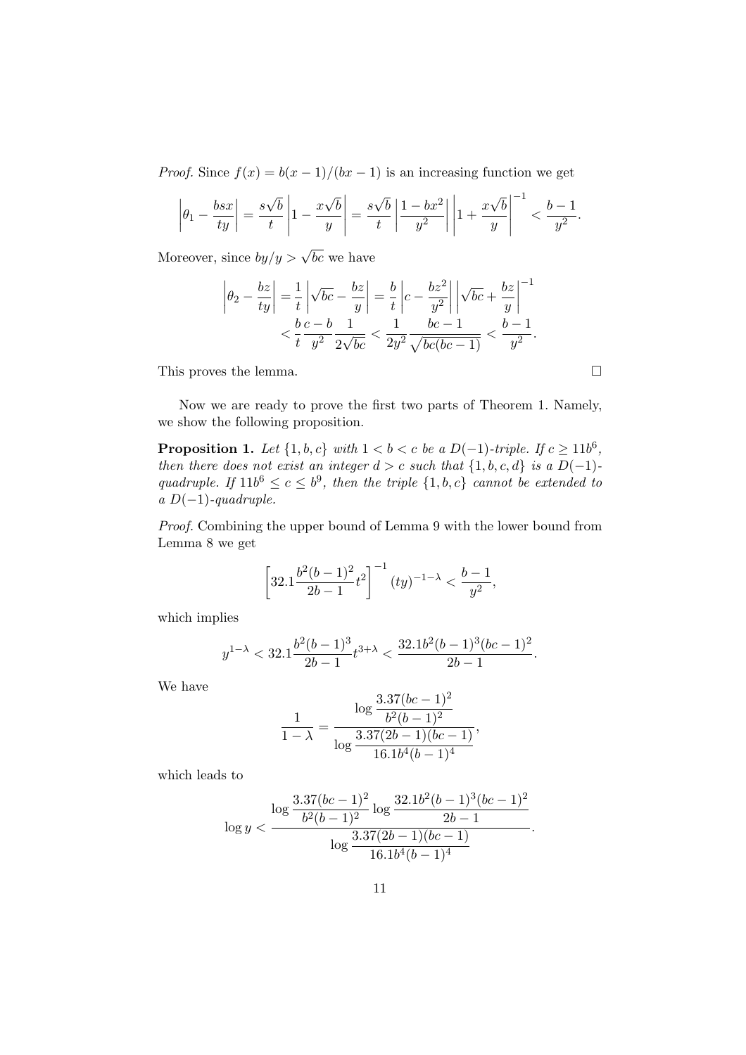*Proof.* Since $f(x) = b(x-1)/(bx-1)$ is an increasing function we get

$$\left|\theta_1 - \frac{bsx}{ty}\right| = \frac{s\sqrt{b}}{t}\left|1 - \frac{x\sqrt{b}}{y}\right| = \frac{s\sqrt{b}}{t}\left|\frac{1-bx^2}{y^2}\right|\left|1+\frac{x\sqrt{b}}{y}\right|^{-1} < \frac{b-1}{y^2}.$$

Moreover, since $by/y > \sqrt{bc}$ we have

$$\begin{aligned}\left|\theta_2 - \frac{bz}{ty}\right| &= \frac{1}{t}\left|\sqrt{bc} - \frac{bz}{y}\right| = \frac{b}{t}\left|c - \frac{bz^2}{y^2}\right|\left|\sqrt{bc}+\frac{bz}{y}\right|^{-1} \\ &< \frac{b}{t}\frac{c-b}{y^2}\frac{1}{2\sqrt{bc}} < \frac{1}{2y^2}\frac{bc-1}{\sqrt{bc(bc-1)}} < \frac{b-1}{y^2}.\end{aligned}$$

This proves the lemma. □

Now we are ready to prove the first two parts of Theorem 1. Namely, we show the following proposition.

**Proposition 1.** *Let $\{1,b,c\}$ with $1<b<c$ be a $D(-1)$-triple. If $c \geq 11b^6$, then there does not exist an integer $d>c$ such that $\{1,b,c,d\}$ is a $D(-1)$-quadruple. If $11b^6 \leq c \leq b^9$, then the triple $\{1,b,c\}$ cannot be extended to a $D(-1)$-quadruple.*

*Proof.* Combining the upper bound of Lemma 9 with the lower bound from Lemma 8 we get

$$\left[32.1\frac{b^2(b-1)^2}{2b-1}t^2\right]^{-1}(ty)^{-1-\lambda} < \frac{b-1}{y^2},$$

which implies

$$y^{1-\lambda} < 32.1\frac{b^2(b-1)^3}{2b-1}t^{3+\lambda} < \frac{32.1b^2(b-1)^3(bc-1)^2}{2b-1}.$$

We have

$$\frac{1}{1-\lambda} = \frac{\log\dfrac{3.37(bc-1)^2}{b^2(b-1)^2}}{\log\dfrac{3.37(2b-1)(bc-1)}{16.1b^4(b-1)^4}},$$

which leads to

$$\log y < \frac{\log\dfrac{3.37(bc-1)^2}{b^2(b-1)^2}\log\dfrac{32.1b^2(b-1)^3(bc-1)^2}{2b-1}}{\log\dfrac{3.37(2b-1)(bc-1)}{16.1b^4(b-1)^4}}.$$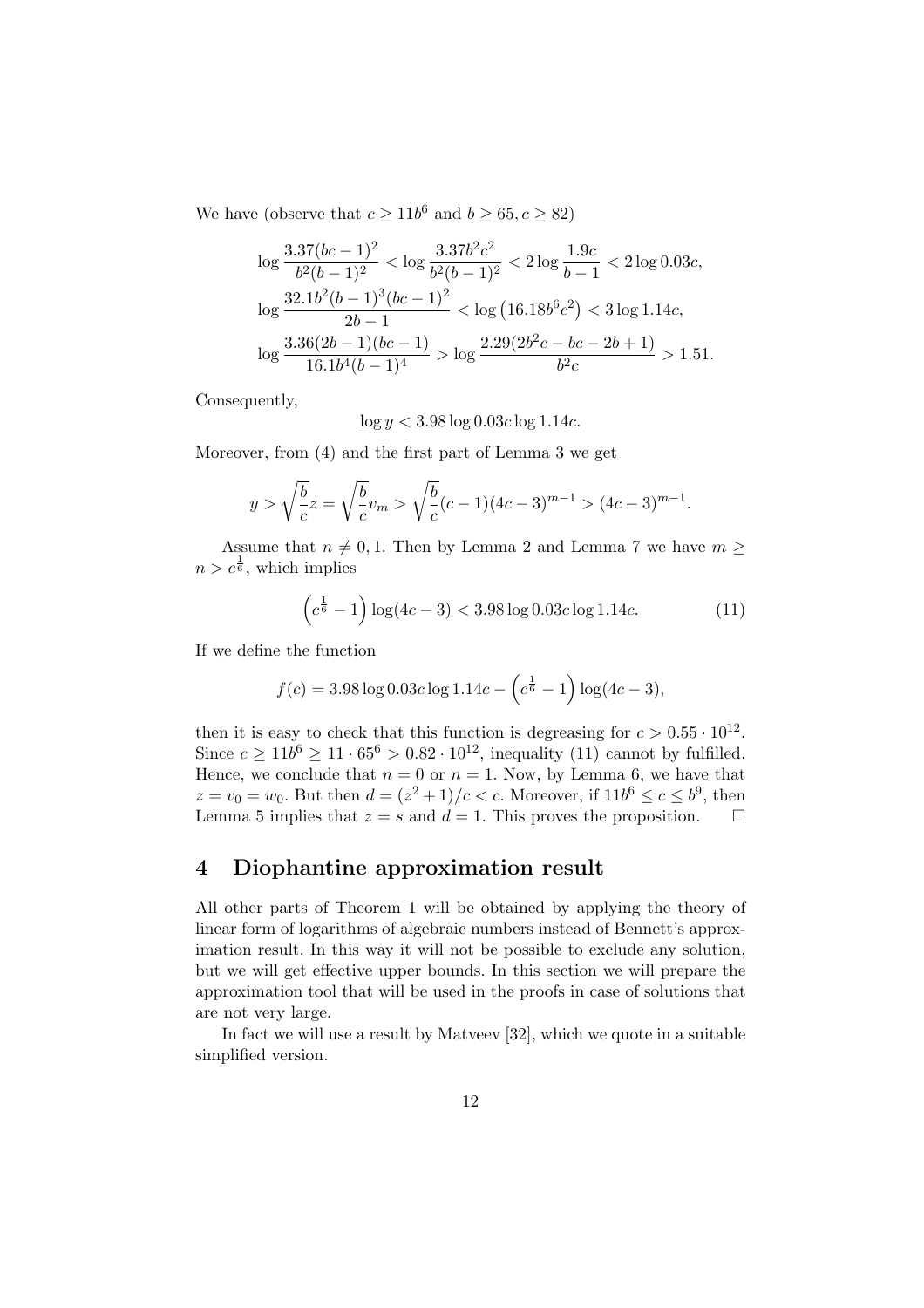We have (observe that $c \geq 11b^6$ and $b \geq 65, c \geq 82$)

$$\log \frac{3.37(bc-1)^2}{b^2(b-1)^2} < \log \frac{3.37b^2c^2}{b^2(b-1)^2} < 2\log \frac{1.9c}{b-1} < 2\log 0.03c,$$

$$\log \frac{32.1b^2(b-1)^3(bc-1)^2}{2b-1} < \log \left(16.18b^6c^2\right) < 3\log 1.14c,$$

$$\log \frac{3.36(2b-1)(bc-1)}{16.1b^4(b-1)^4} > \log \frac{2.29(2b^2c-bc-2b+1)}{b^2c} > 1.51.$$

Consequently,

$$\log y < 3.98 \log 0.03c \log 1.14c.$$

Moreover, from (4) and the first part of Lemma 3 we get

$$y > \sqrt{\frac{b}{c}}z = \sqrt{\frac{b}{c}}v_m > \sqrt{\frac{b}{c}}(c-1)(4c-3)^{m-1} > (4c-3)^{m-1}.$$

Assume that $n \neq 0, 1$. Then by Lemma 2 and Lemma 7 we have $m \geq n > c^{\frac{1}{6}}$, which implies

$$\left(c^{\frac{1}{6}} - 1\right)\log(4c-3) < 3.98 \log 0.03c \log 1.14c. \tag{11}$$

If we define the function

$$f(c) = 3.98 \log 0.03c \log 1.14c - \left(c^{\frac{1}{6}} - 1\right)\log(4c-3),$$

then it is easy to check that this function is degreasing for $c > 0.55 \cdot 10^{12}$. Since $c \geq 11b^6 \geq 11 \cdot 65^6 > 0.82 \cdot 10^{12}$, inequality (11) cannot by fulfilled. Hence, we conclude that $n = 0$ or $n = 1$. Now, by Lemma 6, we have that $z = v_0 = w_0$. But then $d = (z^2+1)/c < c$. Moreover, if $11b^6 \leq c \leq b^9$, then Lemma 5 implies that $z = s$ and $d = 1$. This proves the proposition. $\square$

# 4 Diophantine approximation result

All other parts of Theorem 1 will be obtained by applying the theory of linear form of logarithms of algebraic numbers instead of Bennett's approximation result. In this way it will not be possible to exclude any solution, but we will get effective upper bounds. In this section we will prepare the approximation tool that will be used in the proofs in case of solutions that are not very large.

In fact we will use a result by Matveev [32], which we quote in a suitable simplified version.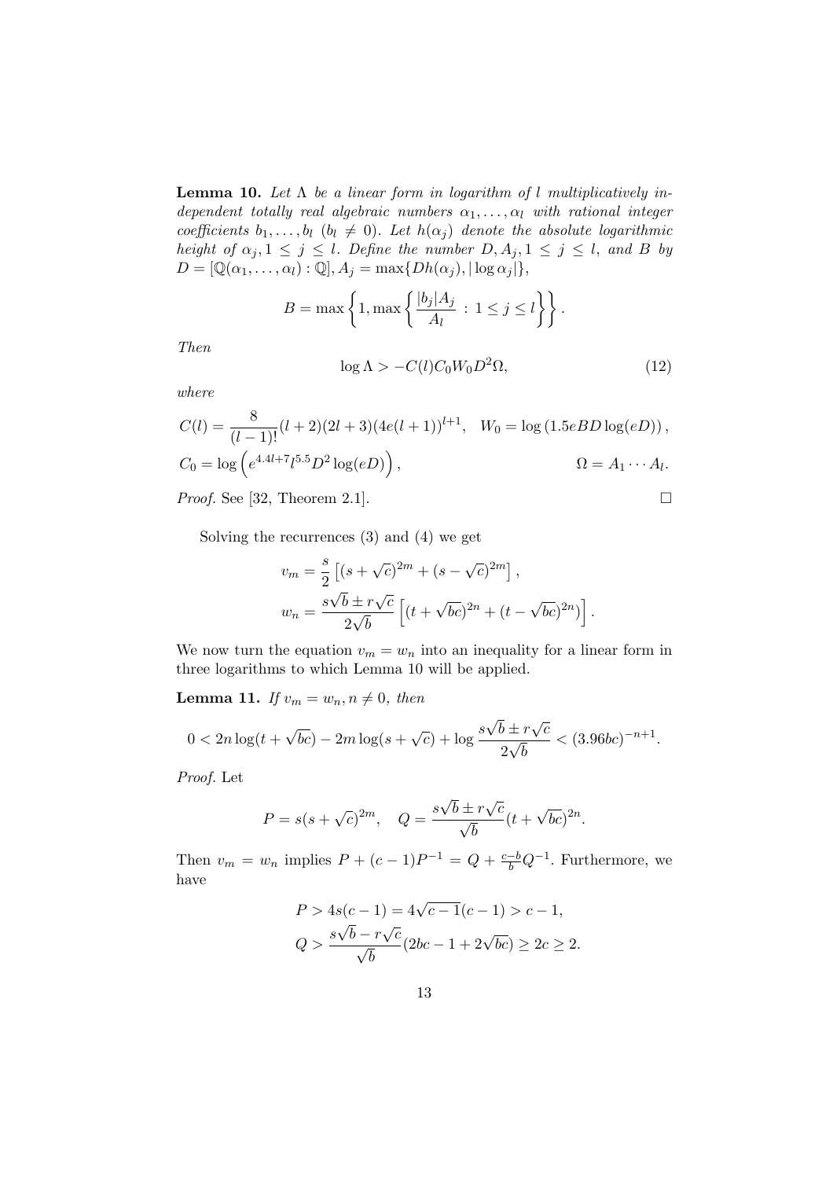**Lemma 10.** *Let $\Lambda$ be a linear form in logarithm of $l$ multiplicatively independent totally real algebraic numbers $\alpha_1, \ldots, \alpha_l$ with rational integer coefficients $b_1, \ldots, b_l$ ($b_l \neq 0$). Let $h(\alpha_j)$ denote the absolute logarithmic height of $\alpha_j, 1 \leq j \leq l$. Define the number $D, A_j, 1 \leq j \leq l$, and $B$ by $D = [\mathbb{Q}(\alpha_1, \ldots, \alpha_l) : \mathbb{Q}], A_j = \max\{Dh(\alpha_j), |\log \alpha_j|\}$,*

$$B = \max\left\{1, \max\left\{\frac{|b_j| A_j}{A_l} \,:\, 1 \leq j \leq l\right\}\right\}.$$

*Then*

$$\log \Lambda > -C(l) C_0 W_0 D^2 \Omega, \tag{12}$$

*where*

$$C(l) = \frac{8}{(l-1)!}(l+2)(2l+3)(4e(l+1))^{l+1}, \quad W_0 = \log\left(1.5eBD\log(eD)\right),$$

$$C_0 = \log\left(e^{4.4l+7} l^{5.5} D^2 \log(eD)\right), \qquad \Omega = A_1 \cdots A_l.$$

*Proof.* See [32, Theorem 2.1]. □

Solving the recurrences (3) and (4) we get

$$v_m = \frac{s}{2}\left[(s+\sqrt{c})^{2m} + (s-\sqrt{c})^{2m}\right],$$

$$w_n = \frac{s\sqrt{b} \pm r\sqrt{c}}{2\sqrt{b}}\left[(t+\sqrt{bc})^{2n} + (t-\sqrt{bc})^{2n})\right].$$

We now turn the equation $v_m = w_n$ into an inequality for a linear form in three logarithms to which Lemma 10 will be applied.

**Lemma 11.** *If $v_m = w_n, n \neq 0$, then*

$$0 < 2n\log(t+\sqrt{bc}) - 2m\log(s+\sqrt{c}) + \log\frac{s\sqrt{b} \pm r\sqrt{c}}{2\sqrt{b}} < (3.96bc)^{-n+1}.$$

*Proof.* Let

$$P = s(s+\sqrt{c})^{2m}, \quad Q = \frac{s\sqrt{b} \pm r\sqrt{c}}{\sqrt{b}}(t+\sqrt{bc})^{2n}.$$

Then $v_m = w_n$ implies $P + (c-1)P^{-1} = Q + \frac{c-b}{b}Q^{-1}$. Furthermore, we have

$$P > 4s(c-1) = 4\sqrt{c-1}(c-1) > c-1,$$

$$Q > \frac{s\sqrt{b} - r\sqrt{c}}{\sqrt{b}}(2bc - 1 + 2\sqrt{bc}) \geq 2c \geq 2.$$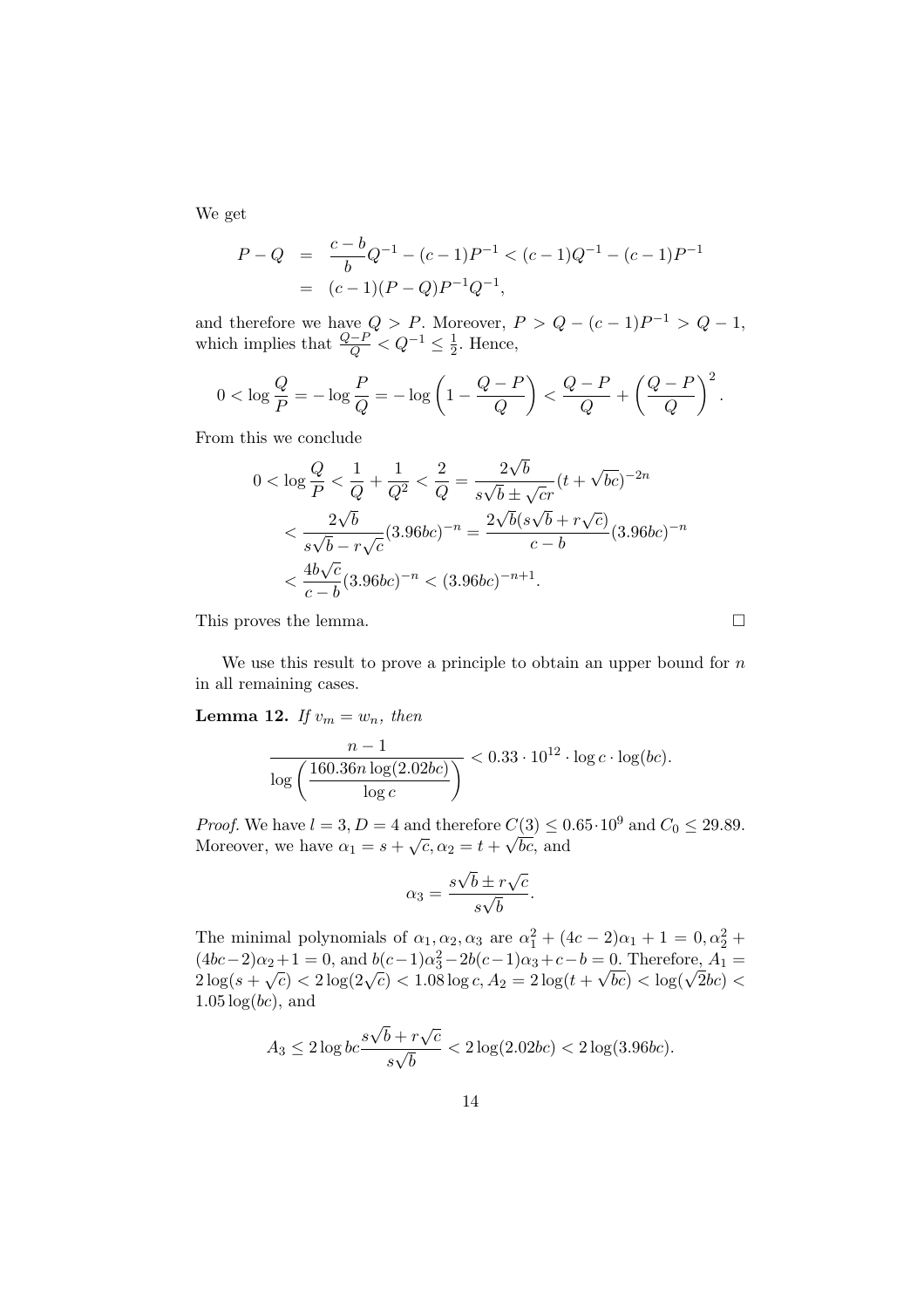We get

$$
\begin{aligned}
P - Q &= \frac{c-b}{b} Q^{-1} - (c-1)P^{-1} < (c-1)Q^{-1} - (c-1)P^{-1} \\
&= (c-1)(P-Q)P^{-1}Q^{-1},
\end{aligned}
$$

and therefore we have $Q > P$. Moreover, $P > Q - (c-1)P^{-1} > Q - 1$, which implies that $\frac{Q-P}{Q} < Q^{-1} \leq \frac{1}{2}$. Hence,

$$
0 < \log \frac{Q}{P} = -\log \frac{P}{Q} = -\log \left(1 - \frac{Q-P}{Q}\right) < \frac{Q-P}{Q} + \left(\frac{Q-P}{Q}\right)^2.
$$

From this we conclude

$$
\begin{aligned}
0 < \log \frac{Q}{P} &< \frac{1}{Q} + \frac{1}{Q^2} < \frac{2}{Q} = \frac{2\sqrt{b}}{s\sqrt{b} \pm \sqrt{c}r}(t + \sqrt{bc})^{-2n} \\
&< \frac{2\sqrt{b}}{s\sqrt{b} - r\sqrt{c}}(3.96bc)^{-n} = \frac{2\sqrt{b}(s\sqrt{b} + r\sqrt{c})}{c-b}(3.96bc)^{-n} \\
&< \frac{4b\sqrt{c}}{c-b}(3.96bc)^{-n} < (3.96bc)^{-n+1}.
\end{aligned}
$$

This proves the lemma. □

We use this result to prove a principle to obtain an upper bound for $n$ in all remaining cases.

**Lemma 12.** *If $v_m = w_n$, then*

$$
\frac{n-1}{\log\left(\dfrac{160.36n\log(2.02bc)}{\log c}\right)} < 0.33 \cdot 10^{12} \cdot \log c \cdot \log(bc).
$$

*Proof.* We have $l = 3, D = 4$ and therefore $C(3) \leq 0.65 \cdot 10^9$ and $C_0 \leq 29.89$. Moreover, we have $\alpha_1 = s + \sqrt{c}, \alpha_2 = t + \sqrt{bc}$, and

$$
\alpha_3 = \frac{s\sqrt{b} \pm r\sqrt{c}}{s\sqrt{b}}.
$$

The minimal polynomials of $\alpha_1, \alpha_2, \alpha_3$ are $\alpha_1^2 + (4c-2)\alpha_1 + 1 = 0, \alpha_2^2 + (4bc-2)\alpha_2 + 1 = 0$, and $b(c-1)\alpha_3^2 - 2b(c-1)\alpha_3 + c - b = 0$. Therefore, $A_1 = 2\log(s + \sqrt{c}) < 2\log(2\sqrt{c}) < 1.08\log c, A_2 = 2\log(t + \sqrt{bc}) < \log(\sqrt{2}bc) < 1.05\log(bc)$, and

$$
A_3 \leq 2\log bc \frac{s\sqrt{b} + r\sqrt{c}}{s\sqrt{b}} < 2\log(2.02bc) < 2\log(3.96bc).
$$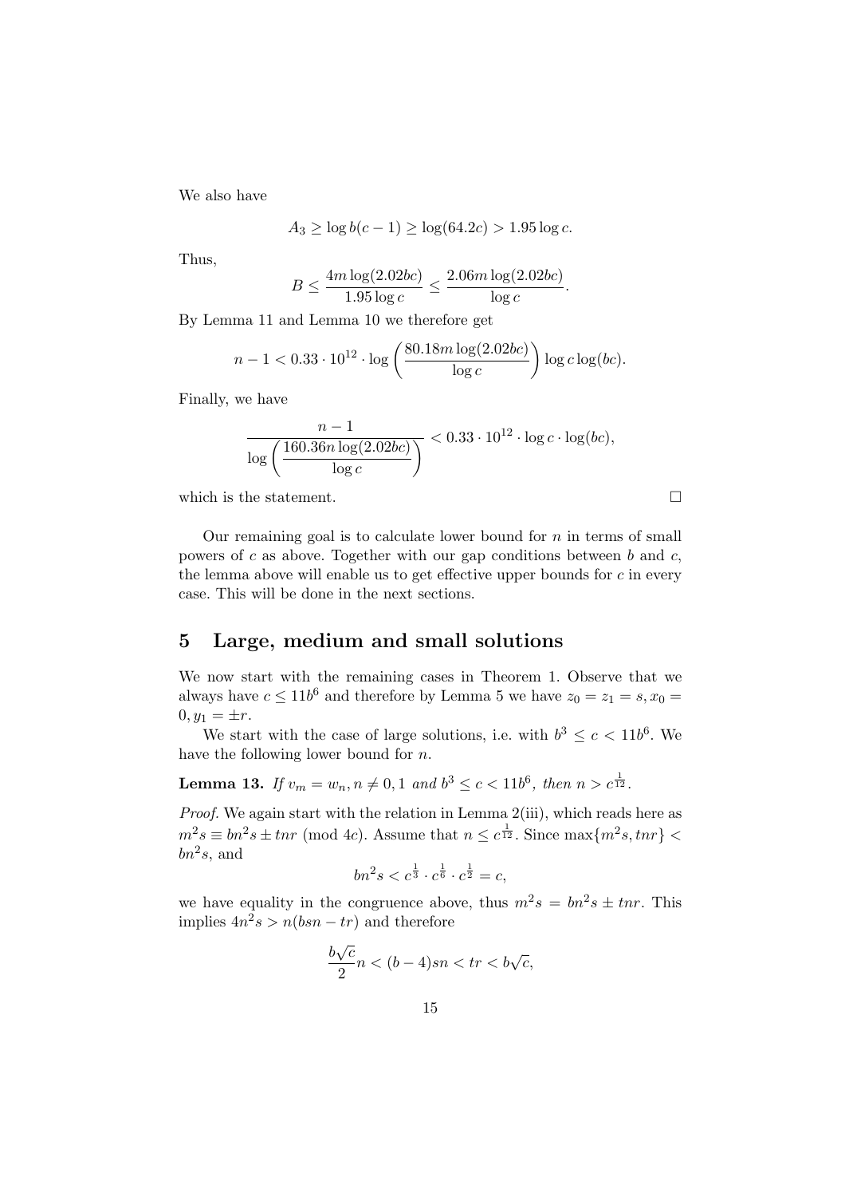We also have

$$A_3 \geq \log b(c-1) \geq \log(64.2c) > 1.95 \log c.$$

Thus,

$$B \leq \frac{4m \log(2.02bc)}{1.95 \log c} \leq \frac{2.06m \log(2.02bc)}{\log c}.$$

By Lemma 11 and Lemma 10 we therefore get

$$n - 1 < 0.33 \cdot 10^{12} \cdot \log\left(\frac{80.18m \log(2.02bc)}{\log c}\right) \log c \log(bc).$$

Finally, we have

$$\frac{n-1}{\log\left(\dfrac{160.36n \log(2.02bc)}{\log c}\right)} < 0.33 \cdot 10^{12} \cdot \log c \cdot \log(bc),$$

which is the statement. □

Our remaining goal is to calculate lower bound for $n$ in terms of small powers of $c$ as above. Together with our gap conditions between $b$ and $c$, the lemma above will enable us to get effective upper bounds for $c$ in every case. This will be done in the next sections.

## 5 Large, medium and small solutions

We now start with the remaining cases in Theorem 1. Observe that we always have $c \leq 11b^6$ and therefore by Lemma 5 we have $z_0 = z_1 = s, x_0 = 0, y_1 = \pm r$.

We start with the case of large solutions, i.e. with $b^3 \leq c < 11b^6$. We have the following lower bound for $n$.

**Lemma 13.** *If $v_m = w_n, n \neq 0, 1$ and $b^3 \leq c < 11b^6$, then $n > c^{\frac{1}{12}}$.*

*Proof.* We again start with the relation in Lemma 2(iii), which reads here as $m^2 s \equiv bn^2 s \pm tnr \pmod{4c}$. Assume that $n \leq c^{\frac{1}{12}}$. Since $\max\{m^2 s, tnr\} < bn^2 s$, and

$$bn^2 s < c^{\frac{1}{3}} \cdot c^{\frac{1}{6}} \cdot c^{\frac{1}{2}} = c,$$

we have equality in the congruence above, thus $m^2 s = bn^2 s \pm tnr$. This implies $4n^2 s > n(bsn - tr)$ and therefore

$$\frac{b\sqrt{c}}{2} n < (b-4)sn < tr < b\sqrt{c},$$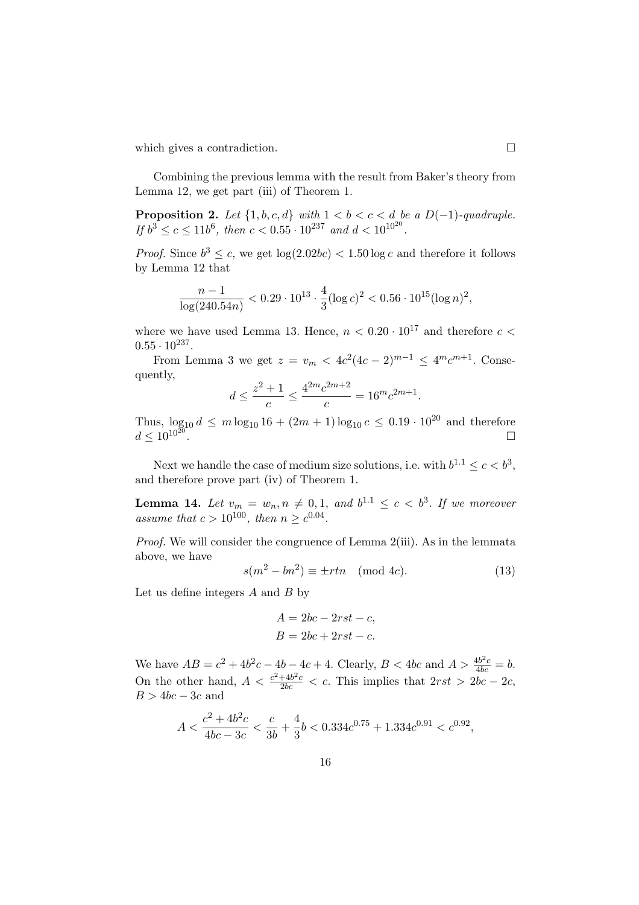which gives a contradiction. □

Combining the previous lemma with the result from Baker's theory from Lemma 12, we get part (iii) of Theorem 1.

**Proposition 2.** *Let $\{1, b, c, d\}$ with $1 < b < c < d$ be a $D(-1)$-quadruple. If $b^3 \leq c \leq 11b^6$, then $c < 0.55 \cdot 10^{237}$ and $d < 10^{10^{20}}$.*

*Proof.* Since $b^3 \leq c$, we get $\log(2.02bc) < 1.50 \log c$ and therefore it follows by Lemma 12 that

$$\frac{n-1}{\log(240.54n)} < 0.29 \cdot 10^{13} \cdot \frac{4}{3}(\log c)^2 < 0.56 \cdot 10^{15}(\log n)^2,$$

where we have used Lemma 13. Hence, $n < 0.20 \cdot 10^{17}$ and therefore $c < 0.55 \cdot 10^{237}$.

From Lemma 3 we get $z = v_m < 4c^2(4c-2)^{m-1} \leq 4^m c^{m+1}$. Consequently,

$$d \leq \frac{z^2+1}{c} \leq \frac{4^{2m}c^{2m+2}}{c} = 16^m c^{2m+1}.$$

Thus, $\log_{10} d \leq m \log_{10} 16 + (2m+1)\log_{10} c \leq 0.19 \cdot 10^{20}$ and therefore $d \leq 10^{10^{20}}$. □

Next we handle the case of medium size solutions, i.e. with $b^{1.1} \leq c < b^3$, and therefore prove part (iv) of Theorem 1.

**Lemma 14.** *Let $v_m = w_n, n \neq 0, 1$, and $b^{1.1} \leq c < b^3$. If we moreover assume that $c > 10^{100}$, then $n \geq c^{0.04}$.*

*Proof.* We will consider the congruence of Lemma 2(iii). As in the lemmata above, we have

$$s(m^2 - bn^2) \equiv \pm rtn \pmod{4c}. \tag{13}$$

Let us define integers $A$ and $B$ by

$$A = 2bc - 2rst - c,$$
$$B = 2bc + 2rst - c.$$

We have $AB = c^2 + 4b^2c - 4b - 4c + 4$. Clearly, $B < 4bc$ and $A > \frac{4b^2c}{4bc} = b$. On the other hand, $A < \frac{c^2+4b^2c}{2bc} < c$. This implies that $2rst > 2bc - 2c$, $B > 4bc - 3c$ and

$$A < \frac{c^2 + 4b^2c}{4bc - 3c} < \frac{c}{3b} + \frac{4}{3}b < 0.334c^{0.75} + 1.334c^{0.91} < c^{0.92},$$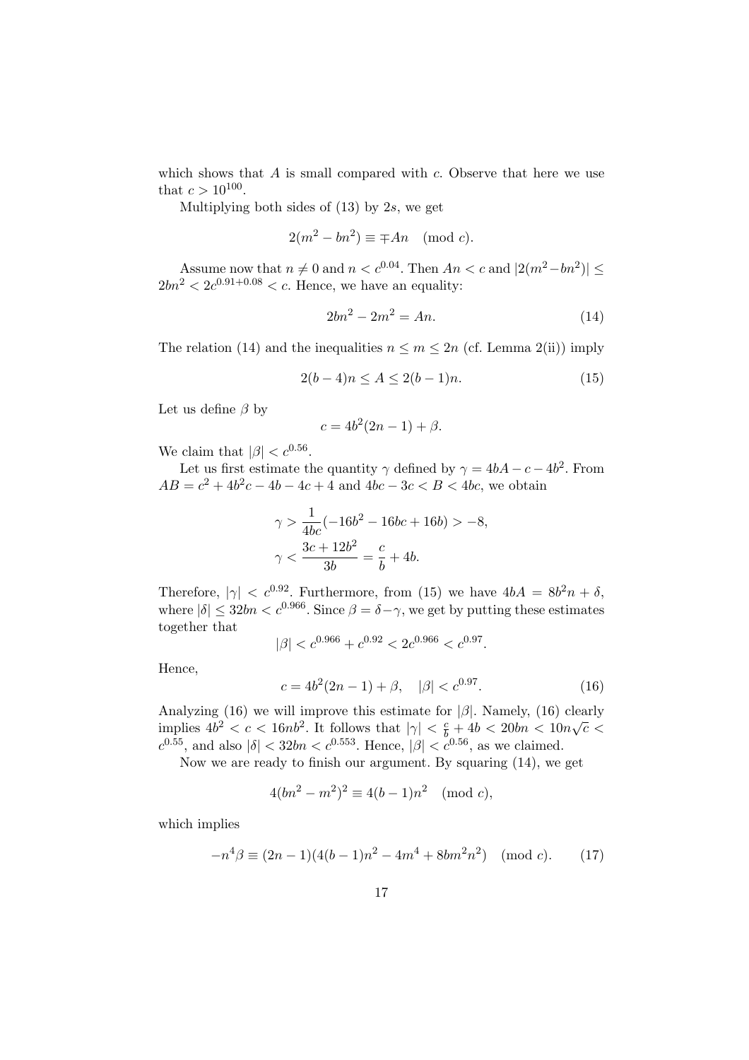which shows that $A$ is small compared with $c$. Observe that here we use that $c > 10^{100}$.

Multiplying both sides of (13) by $2s$, we get

$$2(m^2 - bn^2) \equiv \mp An \pmod{c}.$$

Assume now that $n \neq 0$ and $n < c^{0.04}$. Then $An < c$ and $|2(m^2 - bn^2)| \leq 2bn^2 < 2c^{0.91+0.08} < c$. Hence, we have an equality:

$$2bn^2 - 2m^2 = An. \tag{14}$$

The relation (14) and the inequalities $n \leq m \leq 2n$ (cf. Lemma 2(ii)) imply

$$2(b-4)n \leq A \leq 2(b-1)n. \tag{15}$$

Let us define $\beta$ by

$$c = 4b^2(2n-1) + \beta.$$

We claim that $|\beta| < c^{0.56}$.

Let us first estimate the quantity $\gamma$ defined by $\gamma = 4bA - c - 4b^2$. From $AB = c^2 + 4b^2c - 4b - 4c + 4$ and $4bc - 3c < B < 4bc$, we obtain

$$\gamma > \frac{1}{4bc}(-16b^2 - 16bc + 16b) > -8,$$
$$\gamma < \frac{3c + 12b^2}{3b} = \frac{c}{b} + 4b.$$

Therefore, $|\gamma| < c^{0.92}$. Furthermore, from (15) we have $4bA = 8b^2n + \delta$, where $|\delta| \leq 32bn < c^{0.966}$. Since $\beta = \delta - \gamma$, we get by putting these estimates together that

$$|\beta| < c^{0.966} + c^{0.92} < 2c^{0.966} < c^{0.97}.$$

Hence,

$$c = 4b^2(2n-1) + \beta, \quad |\beta| < c^{0.97}. \tag{16}$$

Analyzing (16) we will improve this estimate for $|\beta|$. Namely, (16) clearly implies $4b^2 < c < 16nb^2$. It follows that $|\gamma| < \frac{c}{b} + 4b < 20bn < 10n\sqrt{c} < c^{0.55}$, and also $|\delta| < 32bn < c^{0.553}$. Hence, $|\beta| < c^{0.56}$, as we claimed.

Now we are ready to finish our argument. By squaring (14), we get

$$4(bn^2 - m^2)^2 \equiv 4(b-1)n^2 \pmod{c},$$

which implies

$$-n^4\beta \equiv (2n-1)(4(b-1)n^2 - 4m^4 + 8bm^2n^2) \pmod{c}. \tag{17}$$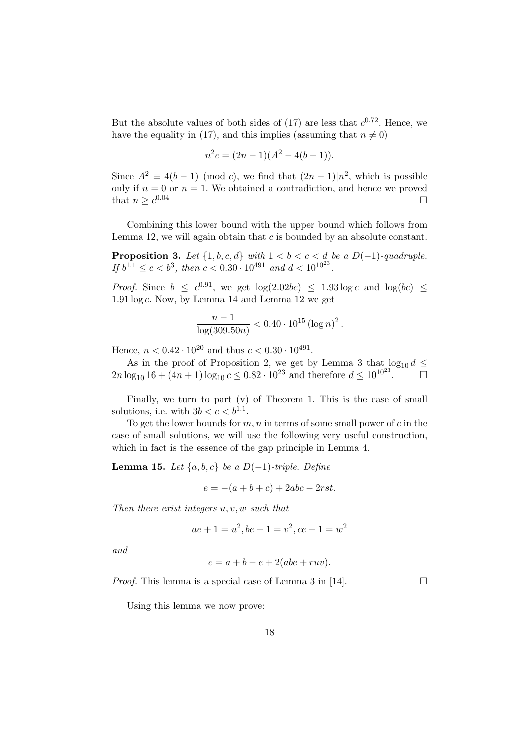But the absolute values of both sides of (17) are less that $c^{0.72}$. Hence, we have the equality in (17), and this implies (assuming that $n \neq 0$)

$$n^2 c = (2n-1)(A^2 - 4(b-1)).$$

Since $A^2 \equiv 4(b-1) \pmod{c}$, we find that $(2n-1)|n^2$, which is possible only if $n = 0$ or $n = 1$. We obtained a contradiction, and hence we proved that $n \geq c^{0.04}$ □

Combining this lower bound with the upper bound which follows from Lemma 12, we will again obtain that $c$ is bounded by an absolute constant.

**Proposition 3.** *Let $\{1, b, c, d\}$ with $1 < b < c < d$ be a $D(-1)$-quadruple. If $b^{1.1} \leq c < b^3$, then $c < 0.30 \cdot 10^{491}$ and $d < 10^{10^{23}}$.*

*Proof.* Since $b \leq c^{0.91}$, we get $\log(2.02bc) \leq 1.93 \log c$ and $\log(bc) \leq 1.91 \log c$. Now, by Lemma 14 and Lemma 12 we get

$$\frac{n-1}{\log(309.50n)} < 0.40 \cdot 10^{15} (\log n)^2.$$

Hence, $n < 0.42 \cdot 10^{20}$ and thus $c < 0.30 \cdot 10^{491}$.

As in the proof of Proposition 2, we get by Lemma 3 that $\log_{10} d \leq 2n \log_{10} 16 + (4n+1) \log_{10} c \leq 0.82 \cdot 10^{23}$ and therefore $d \leq 10^{10^{23}}$. □

Finally, we turn to part (v) of Theorem 1. This is the case of small solutions, i.e. with $3b < c < b^{1.1}$.

To get the lower bounds for $m, n$ in terms of some small power of $c$ in the case of small solutions, we will use the following very useful construction, which in fact is the essence of the gap principle in Lemma 4.

**Lemma 15.** *Let $\{a, b, c\}$ be a $D(-1)$-triple. Define*

$$e = -(a+b+c) + 2abc - 2rst.$$

*Then there exist integers $u, v, w$ such that*

$$ae + 1 = u^2, be + 1 = v^2, ce + 1 = w^2$$

*and*

$$c = a + b - e + 2(abe + ruv).$$

*Proof.* This lemma is a special case of Lemma 3 in [14]. □

Using this lemma we now prove: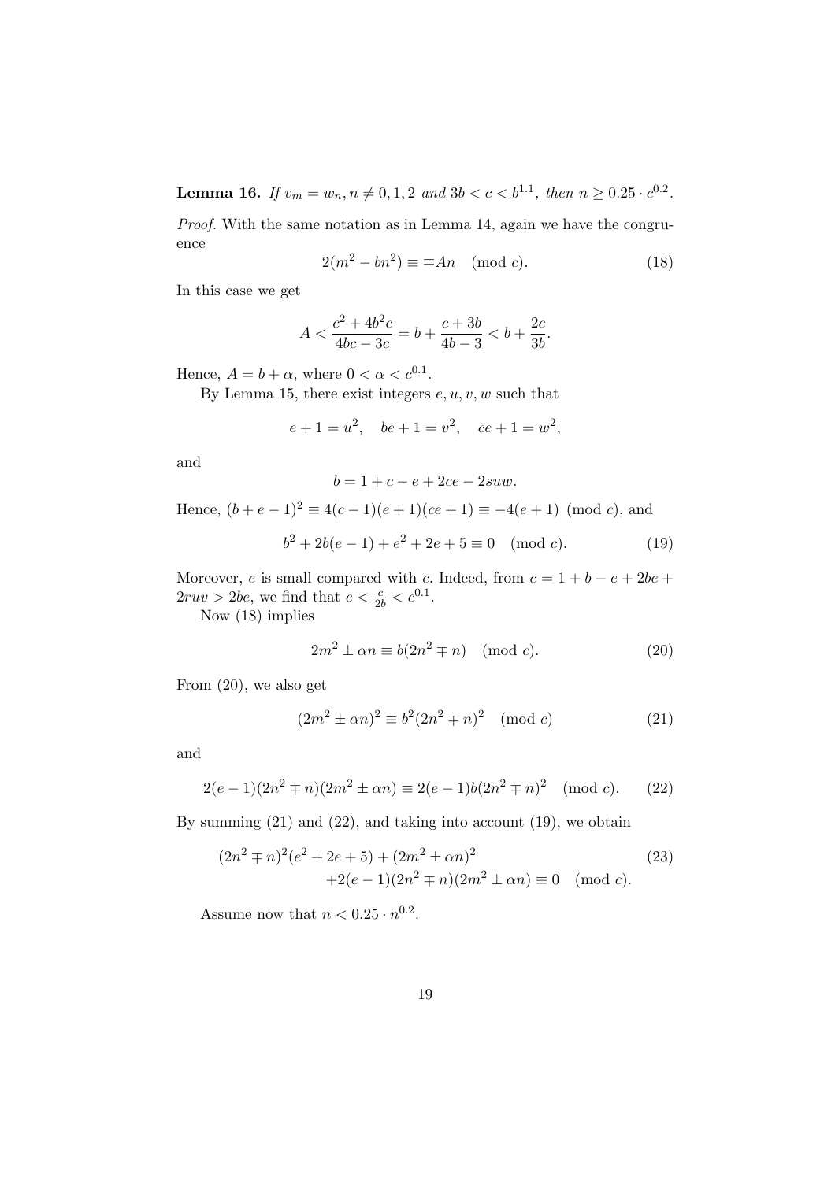**Lemma 16.** *If $v_m = w_n, n \neq 0, 1, 2$ and $3b < c < b^{1.1}$, then $n \geq 0.25 \cdot c^{0.2}$.*

*Proof.* With the same notation as in Lemma 14, again we have the congruence

$$2(m^2 - bn^2) \equiv \mp An \pmod{c}. \tag{18}$$

In this case we get

$$A < \frac{c^2 + 4b^2c}{4bc - 3c} = b + \frac{c + 3b}{4b - 3} < b + \frac{2c}{3b}.$$

Hence, $A = b + \alpha$, where $0 < \alpha < c^{0.1}$.

By Lemma 15, there exist integers $e, u, v, w$ such that

$$e + 1 = u^2, \quad be + 1 = v^2, \quad ce + 1 = w^2,$$

and

$$b = 1 + c - e + 2ce - 2suw.$$

Hence, $(b + e - 1)^2 \equiv 4(c-1)(e+1)(ce+1) \equiv -4(e+1) \pmod{c}$, and

$$b^2 + 2b(e-1) + e^2 + 2e + 5 \equiv 0 \pmod{c}. \tag{19}$$

Moreover, $e$ is small compared with $c$. Indeed, from $c = 1 + b - e + 2be + 2ruv > 2be$, we find that $e < \frac{c}{2b} < c^{0.1}$.

Now (18) implies

$$2m^2 \pm \alpha n \equiv b(2n^2 \mp n) \pmod{c}. \tag{20}$$

From (20), we also get

$$(2m^2 \pm \alpha n)^2 \equiv b^2(2n^2 \mp n)^2 \pmod{c} \tag{21}$$

and

$$2(e-1)(2n^2 \mp n)(2m^2 \pm \alpha n) \equiv 2(e-1)b(2n^2 \mp n)^2 \pmod{c}. \tag{22}$$

By summing (21) and (22), and taking into account (19), we obtain

$$\begin{aligned}(2n^2 \mp n)^2(e^2 + 2e + 5) + (2m^2 \pm \alpha n)^2 \\ +2(e-1)(2n^2 \mp n)(2m^2 \pm \alpha n) \equiv 0 \pmod{c}.\end{aligned} \tag{23}$$

Assume now that $n < 0.25 \cdot n^{0.2}$.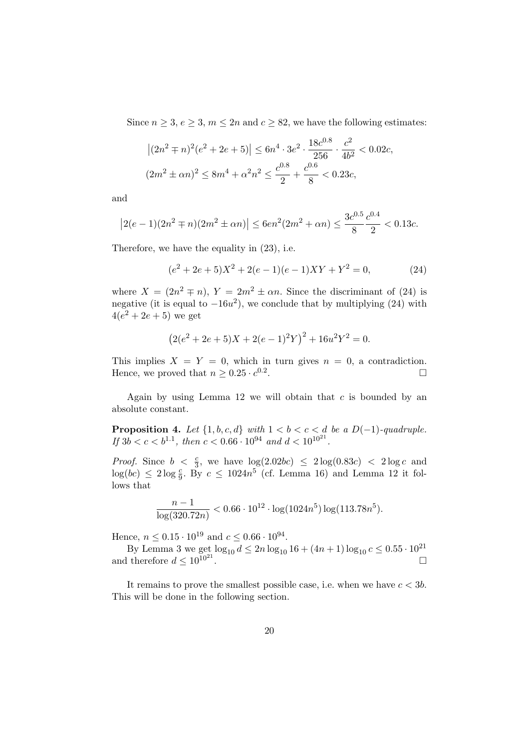Since $n \geq 3$, $e \geq 3$, $m \leq 2n$ and $c \geq 82$, we have the following estimates:

$$\left|(2n^2 \mp n)^2(e^2 + 2e + 5)\right| \leq 6n^4 \cdot 3e^2 \cdot \frac{18c^{0.8}}{256} \cdot \frac{c^2}{4b^2} < 0.02c,$$
$$(2m^2 \pm \alpha n)^2 \leq 8m^4 + \alpha^2 n^2 \leq \frac{c^{0.8}}{2} + \frac{c^{0.6}}{8} < 0.23c,$$

and

$$\left|2(e-1)(2n^2 \mp n)(2m^2 \pm \alpha n)\right| \leq 6en^2(2m^2 + \alpha n) \leq \frac{3c^{0.5}}{8}\frac{c^{0.4}}{2} < 0.13c.$$

Therefore, we have the equality in (23), i.e.

$$(e^2 + 2e + 5)X^2 + 2(e-1)(e-1)XY + Y^2 = 0, \tag{24}$$

where $X = (2n^2 \mp n)$, $Y = 2m^2 \pm \alpha n$. Since the discriminant of (24) is negative (it is equal to $-16u^2$), we conclude that by multiplying (24) with $4(e^2 + 2e + 5)$ we get

$$\left(2(e^2 + 2e + 5)X + 2(e-1)^2 Y\right)^2 + 16u^2 Y^2 = 0.$$

This implies $X = Y = 0$, which in turn gives $n = 0$, a contradiction. Hence, we proved that $n \geq 0.25 \cdot c^{0.2}$. $\square$

Again by using Lemma 12 we will obtain that $c$ is bounded by an absolute constant.

**Proposition 4.** *Let $\{1, b, c, d\}$ with $1 < b < c < d$ be a $D(-1)$-quadruple. If $3b < c < b^{1.1}$, then $c < 0.66 \cdot 10^{94}$ and $d < 10^{10^{21}}$.*

*Proof.* Since $b < \frac{c}{3}$, we have $\log(2.02bc) \leq 2\log(0.83c) < 2\log c$ and $\log(bc) \leq 2\log\frac{c}{9}$. By $c \leq 1024n^5$ (cf. Lemma 16) and Lemma 12 it follows that

$$\frac{n-1}{\log(320.72n)} < 0.66 \cdot 10^{12} \cdot \log(1024n^5)\log(113.78n^5).$$

Hence, $n \leq 0.15 \cdot 10^{19}$ and $c \leq 0.66 \cdot 10^{94}$.

By Lemma 3 we get $\log_{10} d \leq 2n\log_{10} 16 + (4n+1)\log_{10} c \leq 0.55 \cdot 10^{21}$ and therefore $d \leq 10^{10^{21}}$. $\square$

It remains to prove the smallest possible case, i.e. when we have $c < 3b$. This will be done in the following section.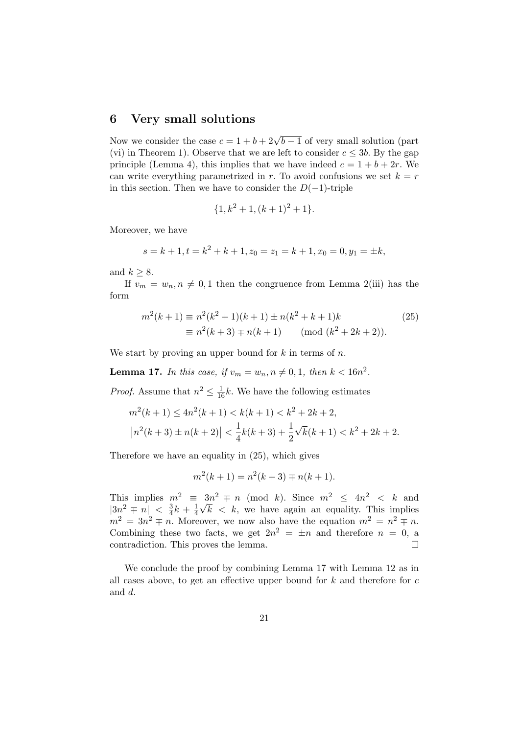## 6 Very small solutions

Now we consider the case $c = 1 + b + 2\sqrt{b-1}$ of very small solution (part (vi) in Theorem 1). Observe that we are left to consider $c \leq 3b$. By the gap principle (Lemma 4), this implies that we have indeed $c = 1 + b + 2r$. We can write everything parametrized in $r$. To avoid confusions we set $k = r$ in this section. Then we have to consider the $D(-1)$-triple

$$\{1, k^2 + 1, (k+1)^2 + 1\}.$$

Moreover, we have

$$s = k + 1, t = k^2 + k + 1, z_0 = z_1 = k + 1, x_0 = 0, y_1 = \pm k,$$

and $k \geq 8$.

If $v_m = w_n, n \neq 0, 1$ then the congruence from Lemma 2(iii) has the form

$$\begin{aligned} m^2(k+1) &\equiv n^2(k^2+1)(k+1) \pm n(k^2+k+1)k \\ &\equiv n^2(k+3) \mp n(k+1) \qquad \pmod{k^2+2k+2}. \end{aligned} \tag{25}$$

We start by proving an upper bound for $k$ in terms of $n$.

**Lemma 17.** *In this case, if $v_m = w_n, n \neq 0, 1$, then $k < 16n^2$.*

*Proof.* Assume that $n^2 \leq \frac{1}{16}k$. We have the following estimates

$$\begin{aligned} &m^2(k+1) \leq 4n^2(k+1) < k(k+1) < k^2 + 2k + 2, \\ &\left|n^2(k+3) \pm n(k+2)\right| < \frac{1}{4}k(k+3) + \frac{1}{2}\sqrt{k}(k+1) < k^2 + 2k + 2. \end{aligned}$$

Therefore we have an equality in (25), which gives

$$m^2(k+1) = n^2(k+3) \mp n(k+1).$$

This implies $m^2 \equiv 3n^2 \mp n \pmod{k}$. Since $m^2 \leq 4n^2 < k$ and $|3n^2 \mp n| < \frac{3}{4}k + \frac{1}{4}\sqrt{k} < k$, we have again an equality. This implies $m^2 = 3n^2 \mp n$. Moreover, we now also have the equation $m^2 = n^2 \mp n$. Combining these two facts, we get $2n^2 = \pm n$ and therefore $n = 0$, a contradiction. This proves the lemma. $\square$

We conclude the proof by combining Lemma 17 with Lemma 12 as in all cases above, to get an effective upper bound for $k$ and therefore for $c$ and $d$.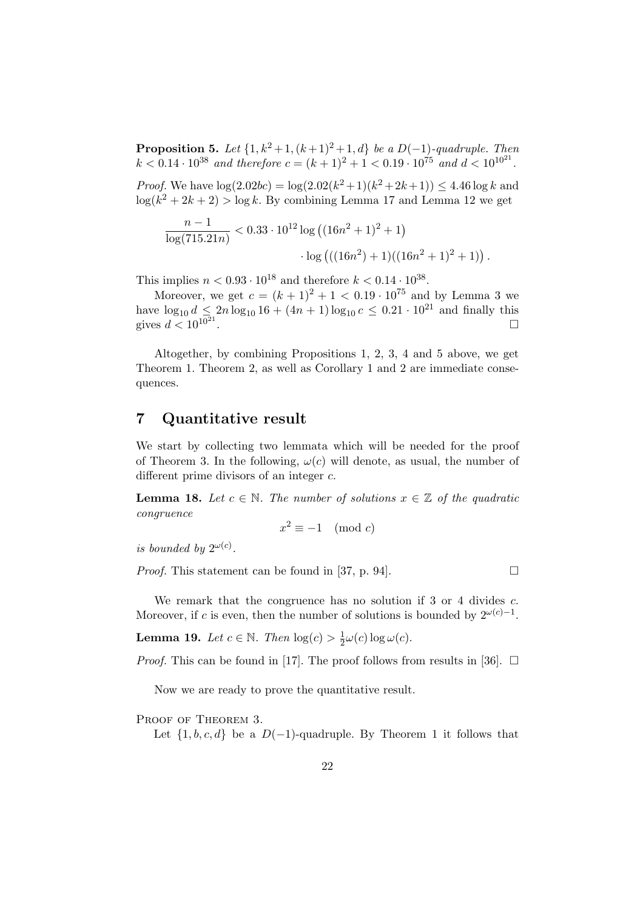**Proposition 5.** *Let $\{1, k^2+1, (k+1)^2+1, d\}$ be a $D(-1)$-quadruple. Then $k < 0.14 \cdot 10^{38}$ and therefore $c = (k+1)^2 + 1 < 0.19 \cdot 10^{75}$ and $d < 10^{10^{21}}$.*

*Proof.* We have $\log(2.02bc) = \log(2.02(k^2+1)(k^2+2k+1)) \leq 4.46 \log k$ and $\log(k^2+2k+2) > \log k$. By combining Lemma 17 and Lemma 12 we get

$$\frac{n-1}{\log(715.21n)} < 0.33 \cdot 10^{12} \log\left((16n^2+1)^2+1\right) \cdot \log\left(((16n^2)+1)((16n^2+1)^2+1)\right).$$

This implies $n < 0.93 \cdot 10^{18}$ and therefore $k < 0.14 \cdot 10^{38}$.

Moreover, we get $c = (k+1)^2 + 1 < 0.19 \cdot 10^{75}$ and by Lemma 3 we have $\log_{10} d \leq 2n \log_{10} 16 + (4n+1) \log_{10} c \leq 0.21 \cdot 10^{21}$ and finally this gives $d < 10^{10^{21}}$. □

Altogether, by combining Propositions 1, 2, 3, 4 and 5 above, we get Theorem 1. Theorem 2, as well as Corollary 1 and 2 are immediate consequences.

## 7 Quantitative result

We start by collecting two lemmata which will be needed for the proof of Theorem 3. In the following, $\omega(c)$ will denote, as usual, the number of different prime divisors of an integer $c$.

**Lemma 18.** *Let $c \in \mathbb{N}$. The number of solutions $x \in \mathbb{Z}$ of the quadratic congruence*

$$x^2 \equiv -1 \pmod{c}$$

*is bounded by $2^{\omega(c)}$.*

*Proof.* This statement can be found in [37, p. 94]. □

We remark that the congruence has no solution if 3 or 4 divides $c$. Moreover, if $c$ is even, then the number of solutions is bounded by $2^{\omega(c)-1}$.

**Lemma 19.** *Let $c \in \mathbb{N}$. Then $\log(c) > \frac{1}{2}\omega(c) \log \omega(c)$.*

*Proof.* This can be found in [17]. The proof follows from results in [36]. □

Now we are ready to prove the quantitative result.

Proof of Theorem 3.

Let $\{1, b, c, d\}$ be a $D(-1)$-quadruple. By Theorem 1 it follows that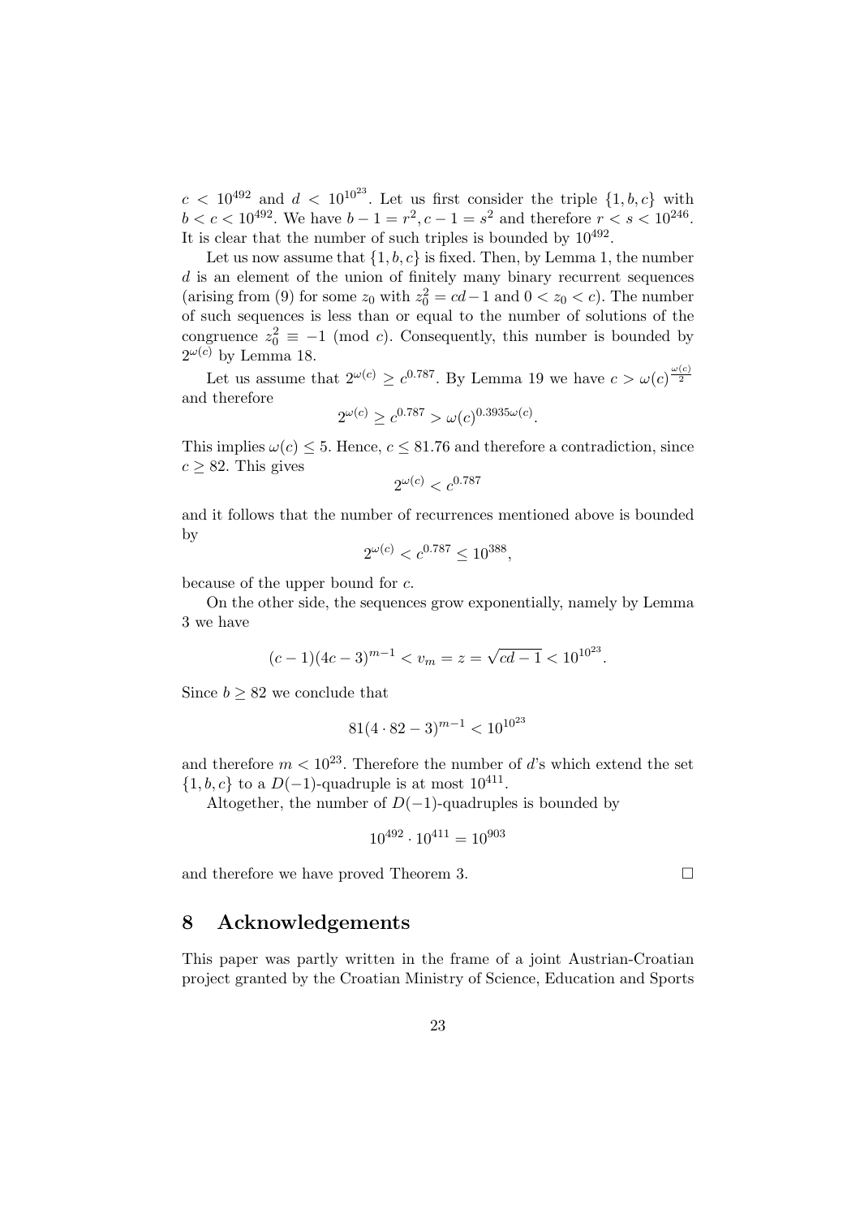$c < 10^{492}$ and $d < 10^{10^{23}}$. Let us first consider the triple $\{1, b, c\}$ with $b < c < 10^{492}$. We have $b - 1 = r^2, c - 1 = s^2$ and therefore $r < s < 10^{246}$. It is clear that the number of such triples is bounded by $10^{492}$.

Let us now assume that $\{1, b, c\}$ is fixed. Then, by Lemma 1, the number $d$ is an element of the union of finitely many binary recurrent sequences (arising from (9) for some $z_0$ with $z_0^2 = cd - 1$ and $0 < z_0 < c$). The number of such sequences is less than or equal to the number of solutions of the congruence $z_0^2 \equiv -1 \pmod{c}$. Consequently, this number is bounded by $2^{\omega(c)}$ by Lemma 18.

Let us assume that $2^{\omega(c)} \geq c^{0.787}$. By Lemma 19 we have $c > \omega(c)^{\frac{\omega(c)}{2}}$ and therefore

$$2^{\omega(c)} \geq c^{0.787} > \omega(c)^{0.3935\omega(c)}.$$

This implies $\omega(c) \leq 5$. Hence, $c \leq 81.76$ and therefore a contradiction, since $c \geq 82$. This gives

$$2^{\omega(c)} < c^{0.787}$$

and it follows that the number of recurrences mentioned above is bounded by

$$2^{\omega(c)} < c^{0.787} \leq 10^{388},$$

because of the upper bound for $c$.

On the other side, the sequences grow exponentially, namely by Lemma 3 we have

$$(c-1)(4c-3)^{m-1} < v_m = z = \sqrt{cd-1} < 10^{10^{23}}.$$

Since $b \geq 82$ we conclude that

$$81(4 \cdot 82 - 3)^{m-1} < 10^{10^{23}}$$

and therefore $m < 10^{23}$. Therefore the number of $d$'s which extend the set $\{1, b, c\}$ to a $D(-1)$-quadruple is at most $10^{411}$.

Altogether, the number of $D(-1)$-quadruples is bounded by

$$10^{492} \cdot 10^{411} = 10^{903}$$

and therefore we have proved Theorem 3. $\square$

## 8 Acknowledgements

This paper was partly written in the frame of a joint Austrian-Croatian project granted by the Croatian Ministry of Science, Education and Sports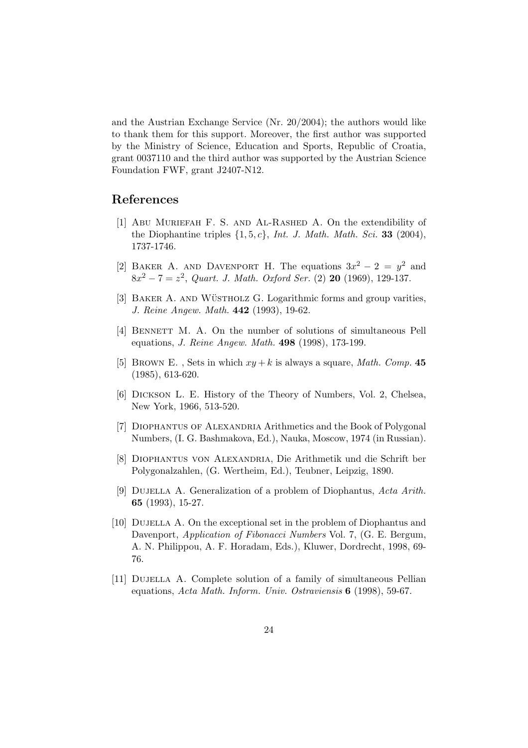and the Austrian Exchange Service (Nr. 20/2004); the authors would like to thank them for this support. Moreover, the first author was supported by the Ministry of Science, Education and Sports, Republic of Croatia, grant 0037110 and the third author was supported by the Austrian Science Foundation FWF, grant J2407-N12.

## References

[1] Abu Muriefah F. S. and Al-Rashed A. On the extendibility of the Diophantine triples $\{1, 5, c\}$, *Int. J. Math. Math. Sci.* **33** (2004), 1737-1746.

[2] Baker A. and Davenport H. The equations $3x^2 - 2 = y^2$ and $8x^2 - 7 = z^2$, *Quart. J. Math. Oxford Ser.* (2) **20** (1969), 129-137.

[3] Baker A. and Wüstholz G. Logarithmic forms and group varities, *J. Reine Angew. Math.* **442** (1993), 19-62.

[4] Bennett M. A. On the number of solutions of simultaneous Pell equations, *J. Reine Angew. Math.* **498** (1998), 173-199.

[5] Brown E. , Sets in which $xy + k$ is always a square, *Math. Comp.* **45** (1985), 613-620.

[6] Dickson L. E. History of the Theory of Numbers, Vol. 2, Chelsea, New York, 1966, 513-520.

[7] Diophantus of Alexandria Arithmetics and the Book of Polygonal Numbers, (I. G. Bashmakova, Ed.), Nauka, Moscow, 1974 (in Russian).

[8] Diophantus von Alexandria, Die Arithmetik und die Schrift ber Polygonalzahlen, (G. Wertheim, Ed.), Teubner, Leipzig, 1890.

[9] Dujella A. Generalization of a problem of Diophantus, *Acta Arith.* **65** (1993), 15-27.

[10] Dujella A. On the exceptional set in the problem of Diophantus and Davenport, *Application of Fibonacci Numbers* Vol. 7, (G. E. Bergum, A. N. Philippou, A. F. Horadam, Eds.), Kluwer, Dordrecht, 1998, 69-76.

[11] Dujella A. Complete solution of a family of simultaneous Pellian equations, *Acta Math. Inform. Univ. Ostraviensis* **6** (1998), 59-67.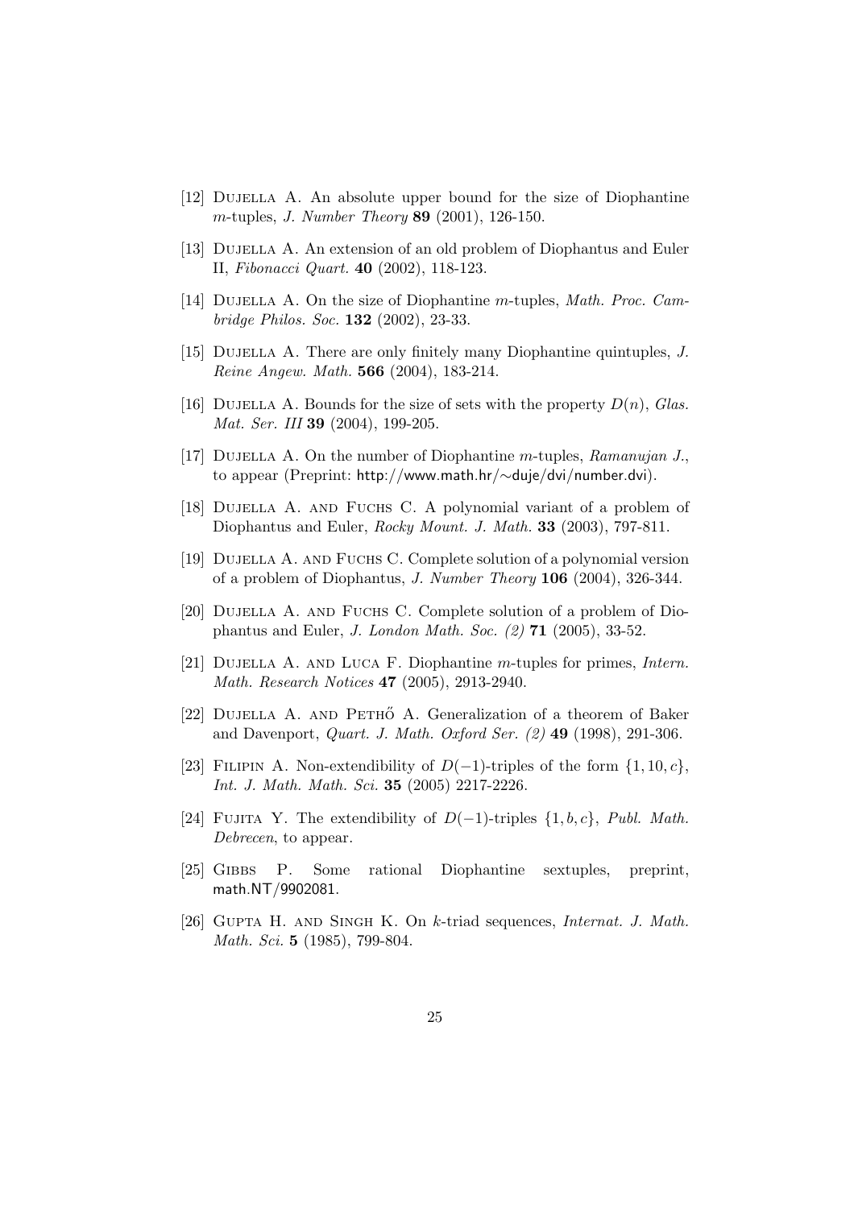[12] Dujella A. An absolute upper bound for the size of Diophantine $m$-tuples, *J. Number Theory* **89** (2001), 126-150.

[13] Dujella A. An extension of an old problem of Diophantus and Euler II, *Fibonacci Quart.* **40** (2002), 118-123.

[14] Dujella A. On the size of Diophantine $m$-tuples, *Math. Proc. Cambridge Philos. Soc.* **132** (2002), 23-33.

[15] Dujella A. There are only finitely many Diophantine quintuples, *J. Reine Angew. Math.* **566** (2004), 183-214.

[16] Dujella A. Bounds for the size of sets with the property $D(n)$, *Glas. Mat. Ser. III* **39** (2004), 199-205.

[17] Dujella A. On the number of Diophantine $m$-tuples, *Ramanujan J.*, to appear (Preprint: http://www.math.hr/∼duje/dvi/number.dvi).

[18] Dujella A. and Fuchs C. A polynomial variant of a problem of Diophantus and Euler, *Rocky Mount. J. Math.* **33** (2003), 797-811.

[19] Dujella A. and Fuchs C. Complete solution of a polynomial version of a problem of Diophantus, *J. Number Theory* **106** (2004), 326-344.

[20] Dujella A. and Fuchs C. Complete solution of a problem of Diophantus and Euler, *J. London Math. Soc. (2)* **71** (2005), 33-52.

[21] Dujella A. and Luca F. Diophantine $m$-tuples for primes, *Intern. Math. Research Notices* **47** (2005), 2913-2940.

[22] Dujella A. and Pethő A. Generalization of a theorem of Baker and Davenport, *Quart. J. Math. Oxford Ser. (2)* **49** (1998), 291-306.

[23] Filipin A. Non-extendibility of $D(-1)$-triples of the form $\{1, 10, c\}$, *Int. J. Math. Math. Sci.* **35** (2005) 2217-2226.

[24] Fujita Y. The extendibility of $D(-1)$-triples $\{1, b, c\}$, *Publ. Math. Debrecen*, to appear.

[25] Gibbs P. Some rational Diophantine sextuples, preprint, math.NT/9902081.

[26] Gupta H. and Singh K. On $k$-triad sequences, *Internat. J. Math. Math. Sci.* **5** (1985), 799-804.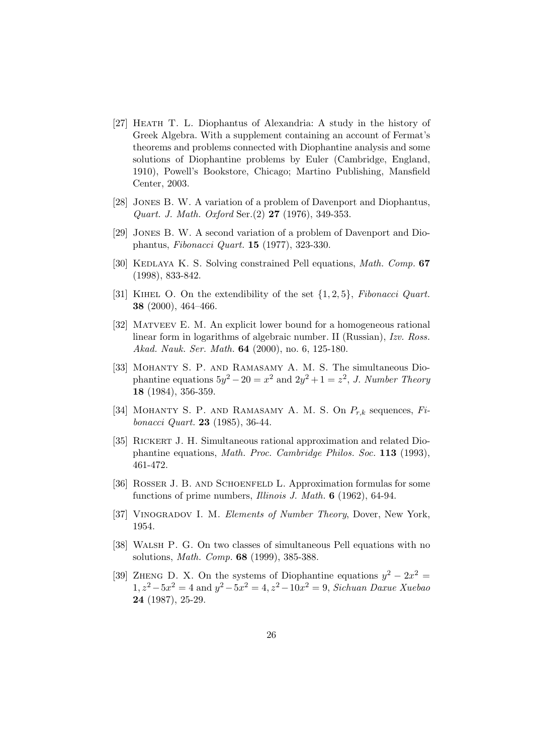[27] Heath T. L. Diophantus of Alexandria: A study in the history of Greek Algebra. With a supplement containing an account of Fermat's theorems and problems connected with Diophantine analysis and some solutions of Diophantine problems by Euler (Cambridge, England, 1910), Powell's Bookstore, Chicago; Martino Publishing, Mansfield Center, 2003.

[28] Jones B. W. A variation of a problem of Davenport and Diophantus, *Quart. J. Math. Oxford* Ser.(2) **27** (1976), 349-353.

[29] Jones B. W. A second variation of a problem of Davenport and Diophantus, *Fibonacci Quart.* **15** (1977), 323-330.

[30] Kedlaya K. S. Solving constrained Pell equations, *Math. Comp.* **67** (1998), 833-842.

[31] Kihel O. On the extendibility of the set $\{1, 2, 5\}$, *Fibonacci Quart.* **38** (2000), 464–466.

[32] Matveev E. M. An explicit lower bound for a homogeneous rational linear form in logarithms of algebraic number. II (Russian), *Izv. Ross. Akad. Nauk. Ser. Math.* **64** (2000), no. 6, 125-180.

[33] Mohanty S. P. and Ramasamy A. M. S. The simultaneous Diophantine equations $5y^2 - 20 = x^2$ and $2y^2 + 1 = z^2$, *J. Number Theory* **18** (1984), 356-359.

[34] Mohanty S. P. and Ramasamy A. M. S. On $P_{r,k}$ sequences, *Fibonacci Quart.* **23** (1985), 36-44.

[35] Rickert J. H. Simultaneous rational approximation and related Diophantine equations, *Math. Proc. Cambridge Philos. Soc.* **113** (1993), 461-472.

[36] Rosser J. B. and Schoenfeld L. Approximation formulas for some functions of prime numbers, *Illinois J. Math.* **6** (1962), 64-94.

[37] Vinogradov I. M. *Elements of Number Theory*, Dover, New York, 1954.

[38] Walsh P. G. On two classes of simultaneous Pell equations with no solutions, *Math. Comp.* **68** (1999), 385-388.

[39] Zheng D. X. On the systems of Diophantine equations $y^2 - 2x^2 = 1, z^2 - 5x^2 = 4$ and $y^2 - 5x^2 = 4, z^2 - 10x^2 = 9$, *Sichuan Daxue Xuebao* **24** (1987), 25-29.